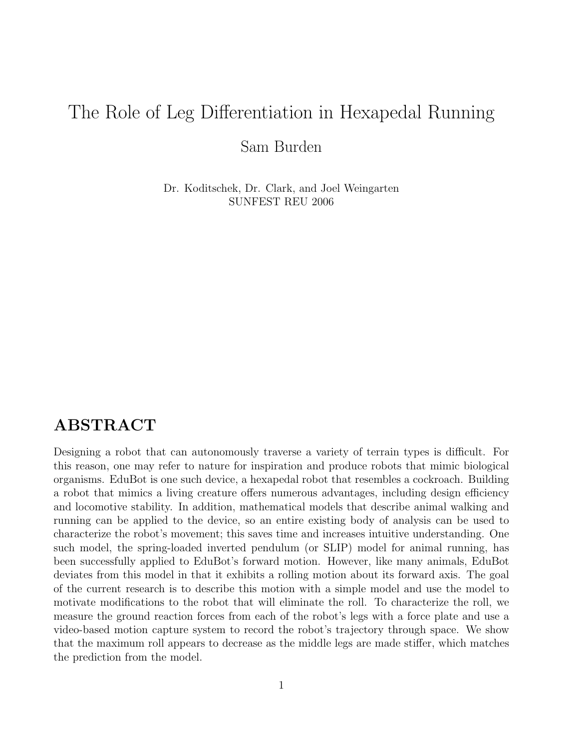# The Role of Leg Differentiation in Hexapedal Running

Sam Burden

Dr. Koditschek, Dr. Clark, and Joel Weingarten
SUNFEST REU 2006

## ABSTRACT

Designing a robot that can autonomously traverse a variety of terrain types is difficult. For this reason, one may refer to nature for inspiration and produce robots that mimic biological organisms. EduBot is one such device, a hexapedal robot that resembles a cockroach. Building a robot that mimics a living creature offers numerous advantages, including design efficiency and locomotive stability. In addition, mathematical models that describe animal walking and running can be applied to the device, so an entire existing body of analysis can be used to characterize the robot's movement; this saves time and increases intuitive understanding. One such model, the spring-loaded inverted pendulum (or SLIP) model for animal running, has been successfully applied to EduBot's forward motion. However, like many animals, EduBot deviates from this model in that it exhibits a rolling motion about its forward axis. The goal of the current research is to describe this motion with a simple model and use the model to motivate modifications to the robot that will eliminate the roll. To characterize the roll, we measure the ground reaction forces from each of the robot's legs with a force plate and use a video-based motion capture system to record the robot's trajectory through space. We show that the maximum roll appears to decrease as the middle legs are made stiffer, which matches the prediction from the model.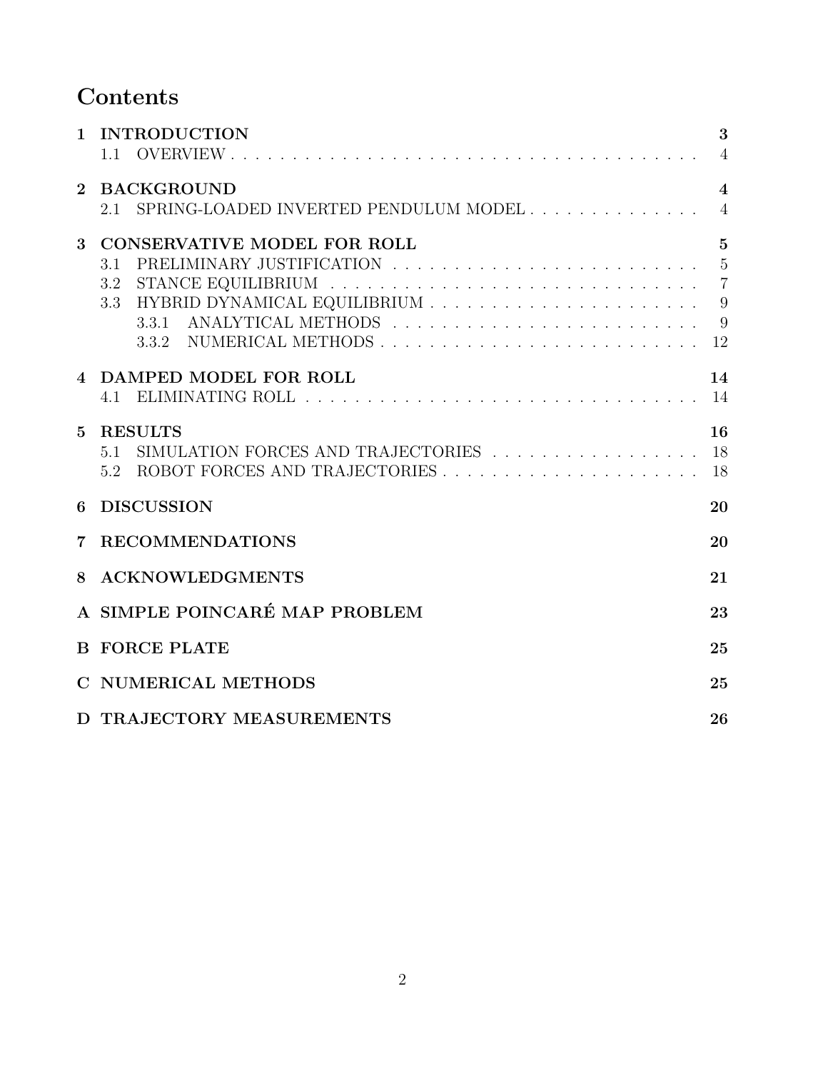# Contents

- **1 INTRODUCTION** — **3**
  - 1.1 OVERVIEW — 4
- **2 BACKGROUND** — **4**
  - 2.1 SPRING-LOADED INVERTED PENDULUM MODEL — 4
- **3 CONSERVATIVE MODEL FOR ROLL** — **5**
  - 3.1 PRELIMINARY JUSTIFICATION — 5
  - 3.2 STANCE EQUILIBRIUM — 7
  - 3.3 HYBRID DYNAMICAL EQUILIBRIUM — 9
    - 3.3.1 ANALYTICAL METHODS — 9
    - 3.3.2 NUMERICAL METHODS — 12
- **4 DAMPED MODEL FOR ROLL** — **14**
  - 4.1 ELIMINATING ROLL — 14
- **5 RESULTS** — **16**
  - 5.1 SIMULATION FORCES AND TRAJECTORIES — 18
  - 5.2 ROBOT FORCES AND TRAJECTORIES — 18
- **6 DISCUSSION** — **20**
- **7 RECOMMENDATIONS** — **20**
- **8 ACKNOWLEDGMENTS** — **21**
- **A SIMPLE POINCARÉ MAP PROBLEM** — **23**
- **B FORCE PLATE** — **25**
- **C NUMERICAL METHODS** — **25**
- **D TRAJECTORY MEASUREMENTS** — **26**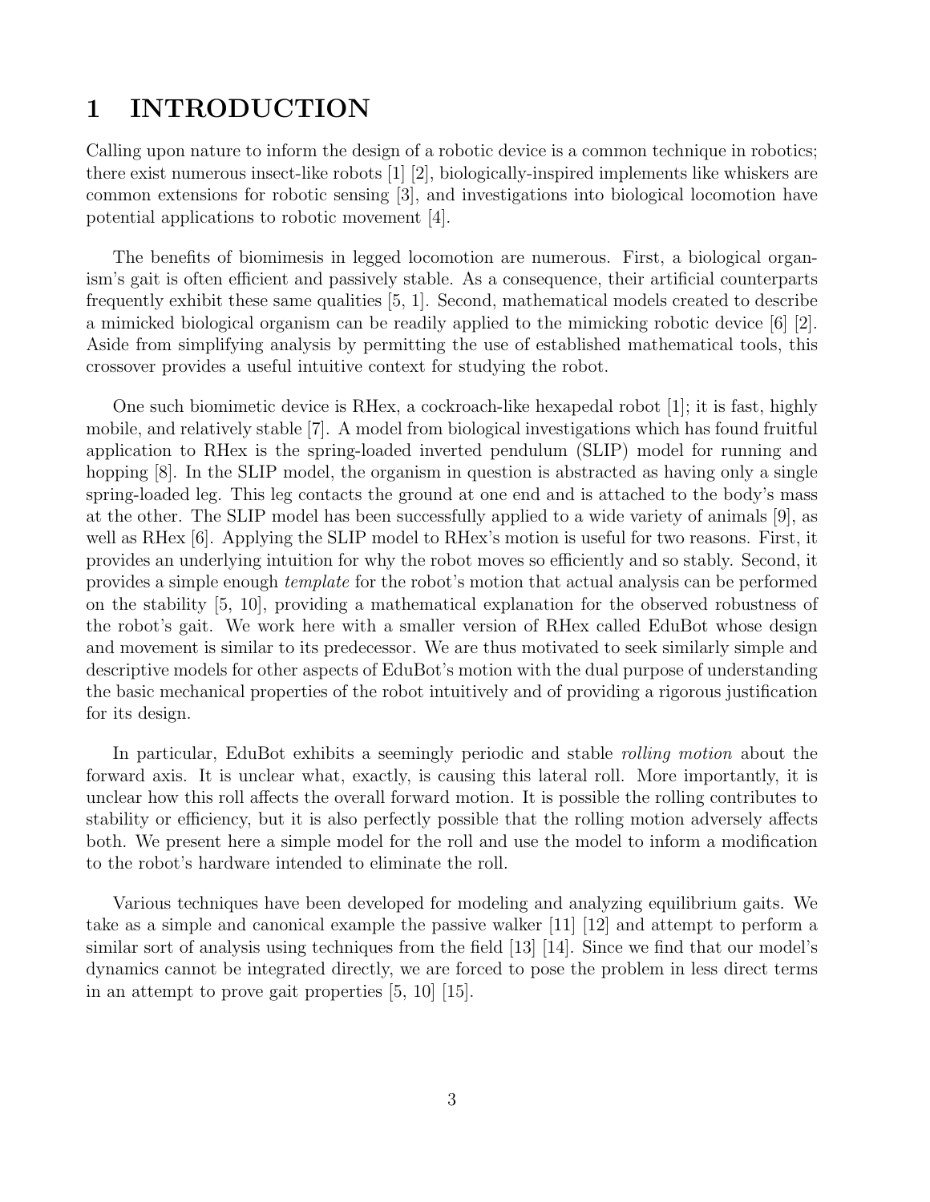# 1 INTRODUCTION

Calling upon nature to inform the design of a robotic device is a common technique in robotics; there exist numerous insect-like robots [1] [2], biologically-inspired implements like whiskers are common extensions for robotic sensing [3], and investigations into biological locomotion have potential applications to robotic movement [4].

The benefits of biomimesis in legged locomotion are numerous. First, a biological organism's gait is often efficient and passively stable. As a consequence, their artificial counterparts frequently exhibit these same qualities [5, 1]. Second, mathematical models created to describe a mimicked biological organism can be readily applied to the mimicking robotic device [6] [2]. Aside from simplifying analysis by permitting the use of established mathematical tools, this crossover provides a useful intuitive context for studying the robot.

One such biomimetic device is RHex, a cockroach-like hexapedal robot [1]; it is fast, highly mobile, and relatively stable [7]. A model from biological investigations which has found fruitful application to RHex is the spring-loaded inverted pendulum (SLIP) model for running and hopping [8]. In the SLIP model, the organism in question is abstracted as having only a single spring-loaded leg. This leg contacts the ground at one end and is attached to the body's mass at the other. The SLIP model has been successfully applied to a wide variety of animals [9], as well as RHex [6]. Applying the SLIP model to RHex's motion is useful for two reasons. First, it provides an underlying intuition for why the robot moves so efficiently and so stably. Second, it provides a simple enough *template* for the robot's motion that actual analysis can be performed on the stability [5, 10], providing a mathematical explanation for the observed robustness of the robot's gait. We work here with a smaller version of RHex called EduBot whose design and movement is similar to its predecessor. We are thus motivated to seek similarly simple and descriptive models for other aspects of EduBot's motion with the dual purpose of understanding the basic mechanical properties of the robot intuitively and of providing a rigorous justification for its design.

In particular, EduBot exhibits a seemingly periodic and stable *rolling motion* about the forward axis. It is unclear what, exactly, is causing this lateral roll. More importantly, it is unclear how this roll affects the overall forward motion. It is possible the rolling contributes to stability or efficiency, but it is also perfectly possible that the rolling motion adversely affects both. We present here a simple model for the roll and use the model to inform a modification to the robot's hardware intended to eliminate the roll.

Various techniques have been developed for modeling and analyzing equilibrium gaits. We take as a simple and canonical example the passive walker [11] [12] and attempt to perform a similar sort of analysis using techniques from the field [13] [14]. Since we find that our model's dynamics cannot be integrated directly, we are forced to pose the problem in less direct terms in an attempt to prove gait properties [5, 10] [15].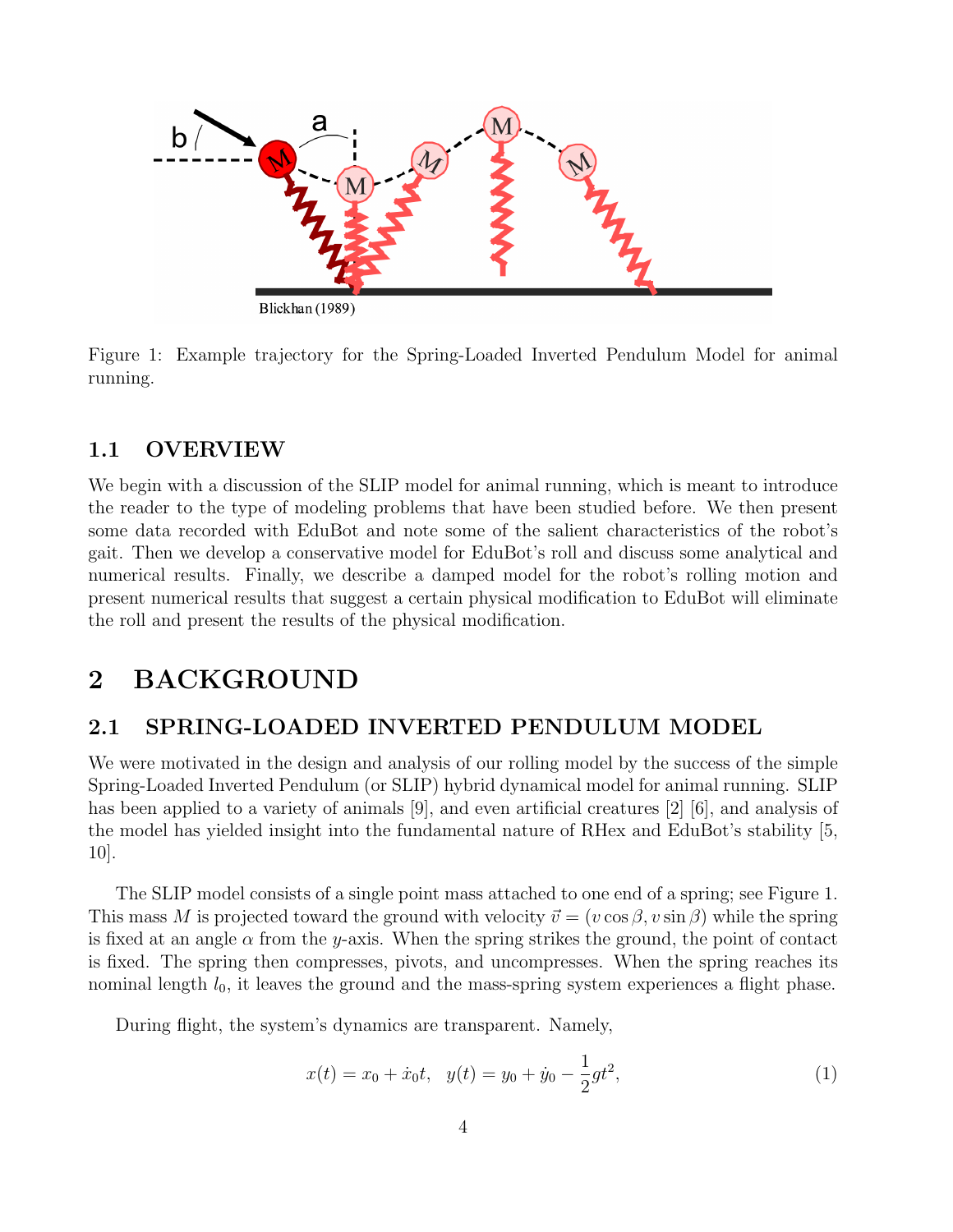Figure 1: Example trajectory for the Spring-Loaded Inverted Pendulum Model for animal running.

### 1.1 OVERVIEW

We begin with a discussion of the SLIP model for animal running, which is meant to introduce the reader to the type of modeling problems that have been studied before. We then present some data recorded with EduBot and note some of the salient characteristics of the robot's gait. Then we develop a conservative model for EduBot's roll and discuss some analytical and numerical results. Finally, we describe a damped model for the robot's rolling motion and present numerical results that suggest a certain physical modification to EduBot will eliminate the roll and present the results of the physical modification.

## 2 BACKGROUND

### 2.1 SPRING-LOADED INVERTED PENDULUM MODEL

We were motivated in the design and analysis of our rolling model by the success of the simple Spring-Loaded Inverted Pendulum (or SLIP) hybrid dynamical model for animal running. SLIP has been applied to a variety of animals [9], and even artificial creatures [2] [6], and analysis of the model has yielded insight into the fundamental nature of RHex and EduBot's stability [5, 10].

The SLIP model consists of a single point mass attached to one end of a spring; see Figure 1. This mass $M$ is projected toward the ground with velocity $\vec{v} = (v\cos\beta, v\sin\beta)$ while the spring is fixed at an angle $\alpha$ from the $y$-axis. When the spring strikes the ground, the point of contact is fixed. The spring then compresses, pivots, and uncompresses. When the spring reaches its nominal length $l_0$, it leaves the ground and the mass-spring system experiences a flight phase.

During flight, the system's dynamics are transparent. Namely,

$$x(t) = x_0 + \dot{x}_0 t, \quad y(t) = y_0 + \dot{y}_0 - \frac{1}{2}gt^2, \tag{1}$$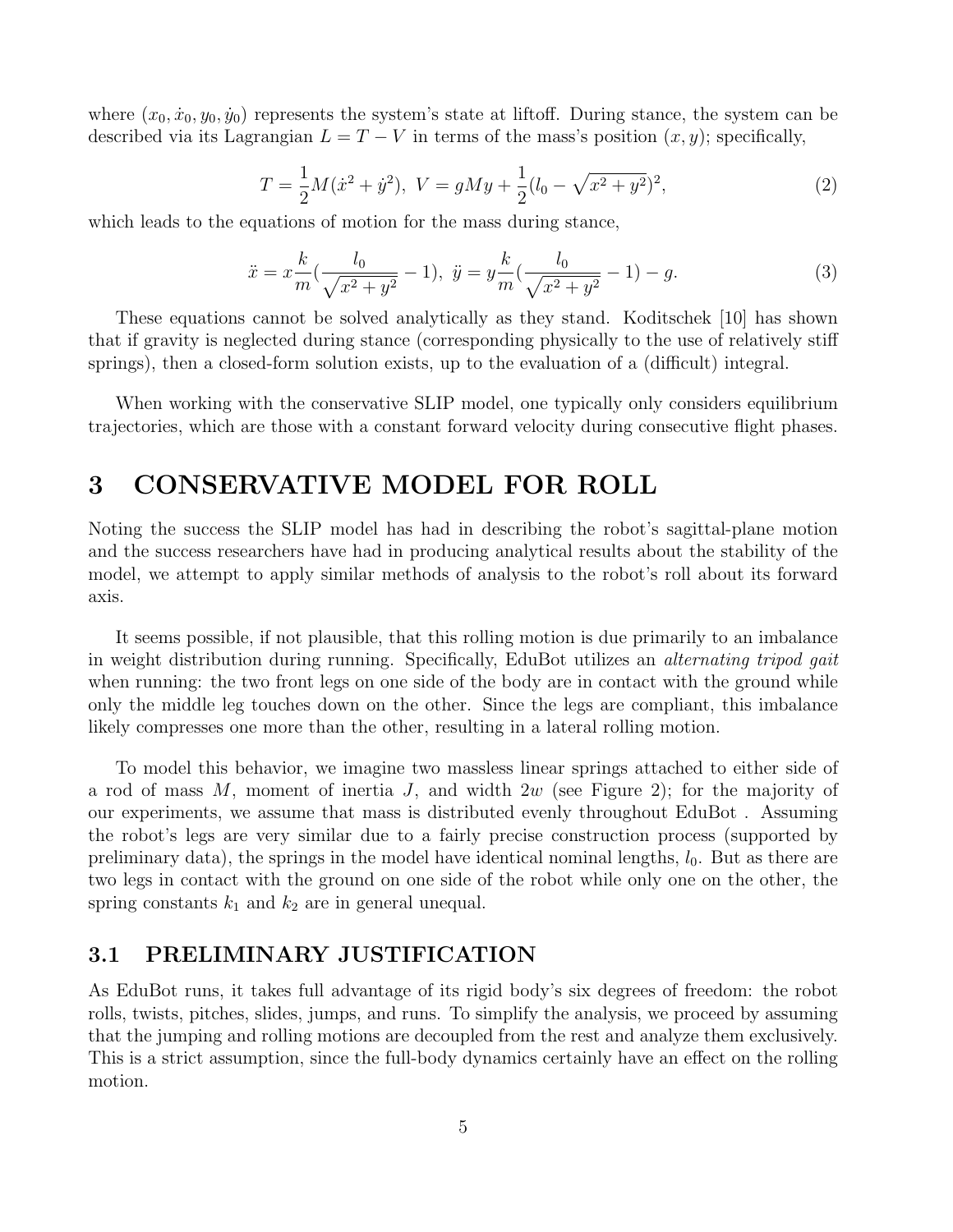where $(x_0, \dot{x}_0, y_0, \dot{y}_0)$ represents the system's state at liftoff. During stance, the system can be described via its Lagrangian $L = T - V$ in terms of the mass's position $(x, y)$; specifically,

$$T = \frac{1}{2}M(\dot{x}^2 + \dot{y}^2),\ V = gMy + \frac{1}{2}(l_0 - \sqrt{x^2 + y^2})^2, \tag{2}$$

which leads to the equations of motion for the mass during stance,

$$\ddot{x} = x\frac{k}{m}(\frac{l_0}{\sqrt{x^2 + y^2}} - 1),\ \ddot{y} = y\frac{k}{m}(\frac{l_0}{\sqrt{x^2 + y^2}} - 1) - g. \tag{3}$$

These equations cannot be solved analytically as they stand. Koditschek [10] has shown that if gravity is neglected during stance (corresponding physically to the use of relatively stiff springs), then a closed-form solution exists, up to the evaluation of a (difficult) integral.

When working with the conservative SLIP model, one typically only considers equilibrium trajectories, which are those with a constant forward velocity during consecutive flight phases.

# 3 CONSERVATIVE MODEL FOR ROLL

Noting the success the SLIP model has had in describing the robot's sagittal-plane motion and the success researchers have had in producing analytical results about the stability of the model, we attempt to apply similar methods of analysis to the robot's roll about its forward axis.

It seems possible, if not plausible, that this rolling motion is due primarily to an imbalance in weight distribution during running. Specifically, EduBot utilizes an *alternating tripod gait* when running: the two front legs on one side of the body are in contact with the ground while only the middle leg touches down on the other. Since the legs are compliant, this imbalance likely compresses one more than the other, resulting in a lateral rolling motion.

To model this behavior, we imagine two massless linear springs attached to either side of a rod of mass $M$, moment of inertia $J$, and width $2w$ (see Figure 2); for the majority of our experiments, we assume that mass is distributed evenly throughout EduBot . Assuming the robot's legs are very similar due to a fairly precise construction process (supported by preliminary data), the springs in the model have identical nominal lengths, $l_0$. But as there are two legs in contact with the ground on one side of the robot while only one on the other, the spring constants $k_1$ and $k_2$ are in general unequal.

## 3.1 PRELIMINARY JUSTIFICATION

As EduBot runs, it takes full advantage of its rigid body's six degrees of freedom: the robot rolls, twists, pitches, slides, jumps, and runs. To simplify the analysis, we proceed by assuming that the jumping and rolling motions are decoupled from the rest and analyze them exclusively. This is a strict assumption, since the full-body dynamics certainly have an effect on the rolling motion.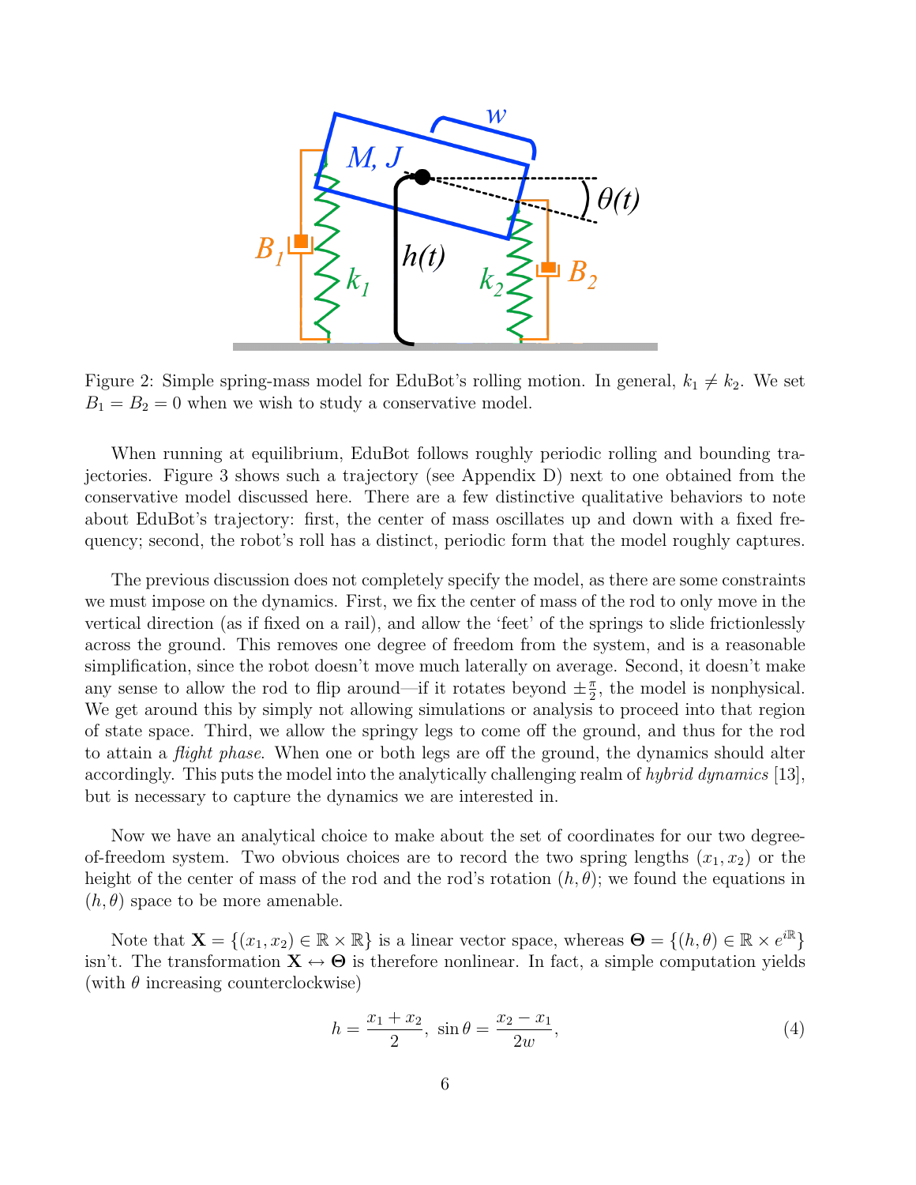Figure 2: Simple spring-mass model for EduBot's rolling motion. In general, $k_1 \neq k_2$. We set $B_1 = B_2 = 0$ when we wish to study a conservative model.

When running at equilibrium, EduBot follows roughly periodic rolling and bounding trajectories. Figure 3 shows such a trajectory (see Appendix D) next to one obtained from the conservative model discussed here. There are a few distinctive qualitative behaviors to note about EduBot's trajectory: first, the center of mass oscillates up and down with a fixed frequency; second, the robot's roll has a distinct, periodic form that the model roughly captures.

The previous discussion does not completely specify the model, as there are some constraints we must impose on the dynamics. First, we fix the center of mass of the rod to only move in the vertical direction (as if fixed on a rail), and allow the 'feet' of the springs to slide frictionlessly across the ground. This removes one degree of freedom from the system, and is a reasonable simplification, since the robot doesn't move much laterally on average. Second, it doesn't make any sense to allow the rod to flip around—if it rotates beyond $\pm\frac{\pi}{2}$, the model is nonphysical. We get around this by simply not allowing simulations or analysis to proceed into that region of state space. Third, we allow the springy legs to come off the ground, and thus for the rod to attain a *flight phase*. When one or both legs are off the ground, the dynamics should alter accordingly. This puts the model into the analytically challenging realm of *hybrid dynamics* [13], but is necessary to capture the dynamics we are interested in.

Now we have an analytical choice to make about the set of coordinates for our two degree-of-freedom system. Two obvious choices are to record the two spring lengths $(x_1, x_2)$ or the height of the center of mass of the rod and the rod's rotation $(h, \theta)$; we found the equations in $(h, \theta)$ space to be more amenable.

Note that $\mathbf{X} = \{(x_1, x_2) \in \mathbb{R} \times \mathbb{R}\}$ is a linear vector space, whereas $\mathbf{\Theta} = \{(h, \theta) \in \mathbb{R} \times e^{i\mathbb{R}}\}$ isn't. The transformation $\mathbf{X} \leftrightarrow \mathbf{\Theta}$ is therefore nonlinear. In fact, a simple computation yields (with $\theta$ increasing counterclockwise)

$$h = \frac{x_1 + x_2}{2}, \ \sin\theta = \frac{x_2 - x_1}{2w}, \tag{4}$$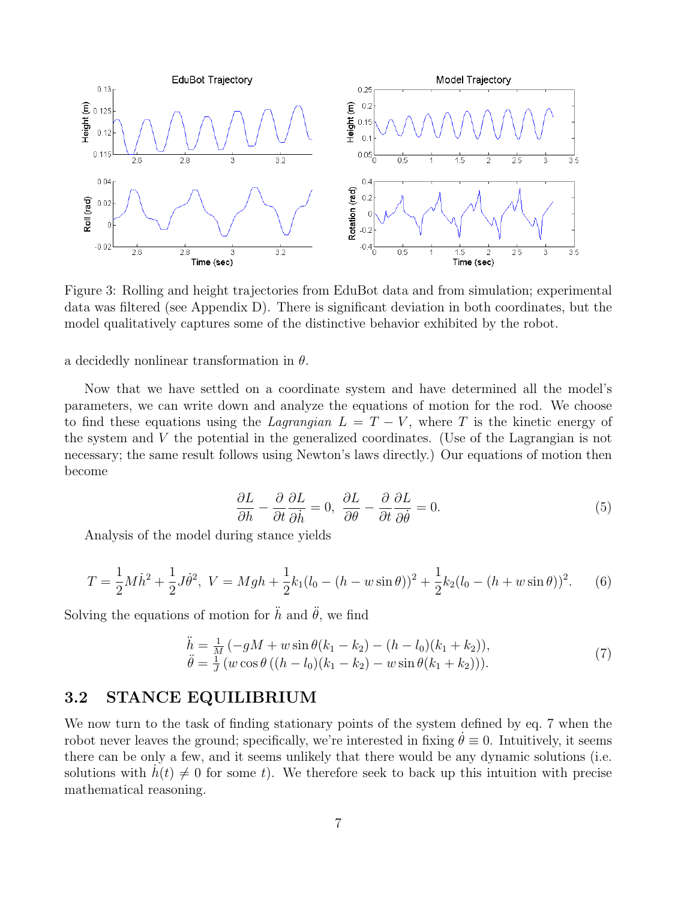Figure 3: Rolling and height trajectories from EduBot data and from simulation; experimental data was filtered (see Appendix D). There is significant deviation in both coordinates, but the model qualitatively captures some of the distinctive behavior exhibited by the robot.

a decidedly nonlinear transformation in $\theta$.

Now that we have settled on a coordinate system and have determined all the model's parameters, we can write down and analyze the equations of motion for the rod. We choose to find these equations using the *Lagrangian* $L = T - V$, where $T$ is the kinetic energy of the system and $V$ the potential in the generalized coordinates. (Use of the Lagrangian is not necessary; the same result follows using Newton's laws directly.) Our equations of motion then become

$$\frac{\partial L}{\partial h} - \frac{\partial}{\partial t}\frac{\partial L}{\partial \dot{h}} = 0,\ \frac{\partial L}{\partial \theta} - \frac{\partial}{\partial t}\frac{\partial L}{\partial \dot{\theta}} = 0. \tag{5}$$

Analysis of the model during stance yields

$$T = \frac{1}{2}M\dot{h}^2 + \frac{1}{2}J\dot{\theta}^2,\ V = Mgh + \frac{1}{2}k_1(l_0 - (h - w\sin\theta))^2 + \frac{1}{2}k_2(l_0 - (h + w\sin\theta))^2. \tag{6}$$

Solving the equations of motion for $\ddot{h}$ and $\ddot{\theta}$, we find

$$\begin{aligned} \ddot{h} &= \tfrac{1}{M}\left(-gM + w\sin\theta(k_1 - k_2) - (h - l_0)(k_1 + k_2)\right), \\ \ddot{\theta} &= \tfrac{1}{J}\left(w\cos\theta\left((h - l_0)(k_1 - k_2) - w\sin\theta(k_1 + k_2)\right)\right). \end{aligned} \tag{7}$$

### 3.2 STANCE EQUILIBRIUM

We now turn to the task of finding stationary points of the system defined by eq. 7 when the robot never leaves the ground; specifically, we're interested in fixing $\dot{\theta} \equiv 0$. Intuitively, it seems there can be only a few, and it seems unlikely that there would be any dynamic solutions (i.e. solutions with $\dot{h}(t) \neq 0$ for some $t$). We therefore seek to back up this intuition with precise mathematical reasoning.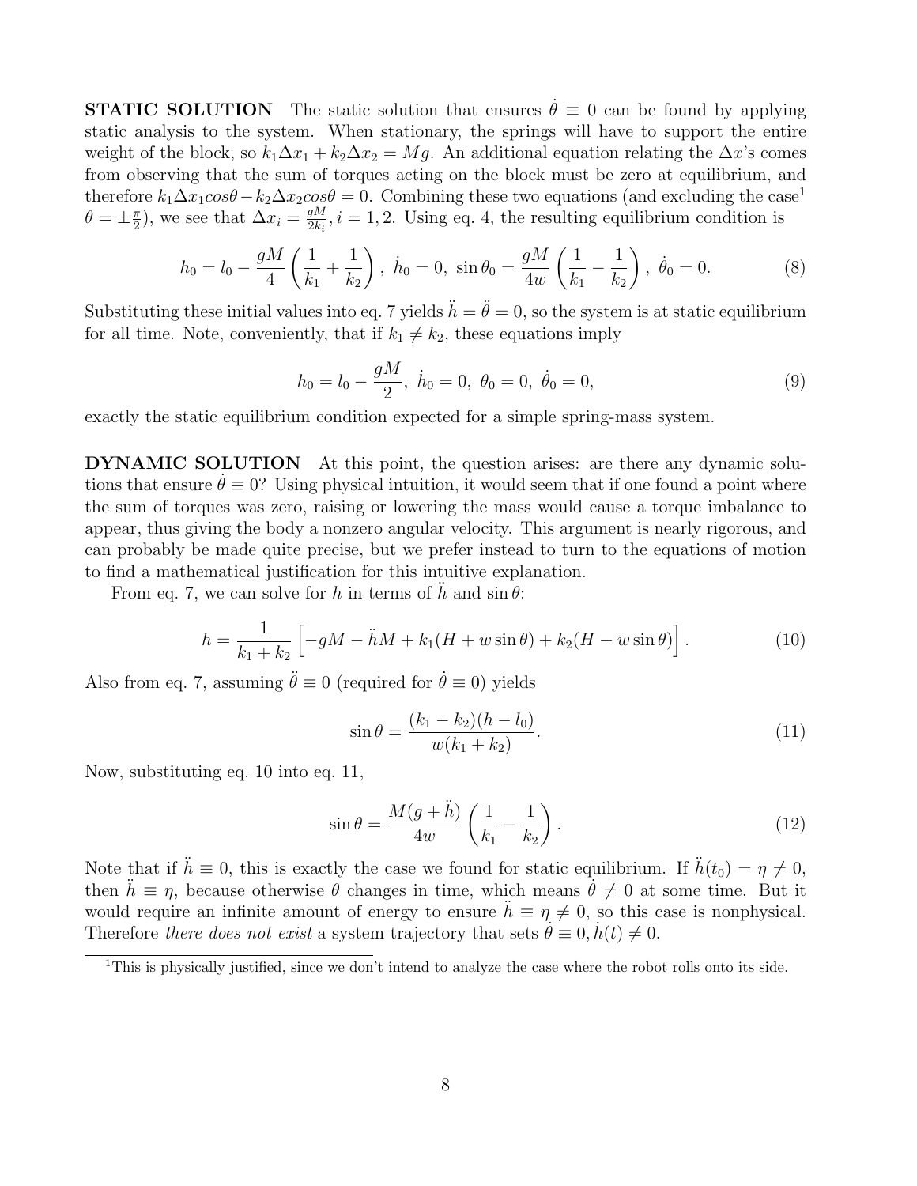**STATIC SOLUTION** The static solution that ensures $\dot{\theta} \equiv 0$ can be found by applying static analysis to the system. When stationary, the springs will have to support the entire weight of the block, so $k_1 \Delta x_1 + k_2 \Delta x_2 = Mg$. An additional equation relating the $\Delta x$'s comes from observing that the sum of torques acting on the block must be zero at equilibrium, and therefore $k_1 \Delta x_1 cos\theta - k_2 \Delta x_2 cos\theta = 0$. Combining these two equations (and excluding the case[1] $\theta = \pm\frac{\pi}{2}$), we see that $\Delta x_i = \frac{gM}{2k_i}, i = 1, 2$. Using eq. 4, the resulting equilibrium condition is

$$h_0 = l_0 - \frac{gM}{4}\left(\frac{1}{k_1} + \frac{1}{k_2}\right),\ \dot{h}_0 = 0,\ \sin\theta_0 = \frac{gM}{4w}\left(\frac{1}{k_1} - \frac{1}{k_2}\right),\ \dot{\theta}_0 = 0. \tag{8}$$

Substituting these initial values into eq. 7 yields $\ddot{h} = \ddot{\theta} = 0$, so the system is at static equilibrium for all time. Note, conveniently, that if $k_1 \neq k_2$, these equations imply

$$h_0 = l_0 - \frac{gM}{2},\ \dot{h}_0 = 0,\ \theta_0 = 0,\ \dot{\theta}_0 = 0, \tag{9}$$

exactly the static equilibrium condition expected for a simple spring-mass system.

**DYNAMIC SOLUTION** At this point, the question arises: are there any dynamic solutions that ensure $\dot{\theta} \equiv 0$? Using physical intuition, it would seem that if one found a point where the sum of torques was zero, raising or lowering the mass would cause a torque imbalance to appear, thus giving the body a nonzero angular velocity. This argument is nearly rigorous, and can probably be made quite precise, but we prefer instead to turn to the equations of motion to find a mathematical justification for this intuitive explanation.

From eq. 7, we can solve for $h$ in terms of $\ddot{h}$ and $\sin\theta$:

$$h = \frac{1}{k_1 + k_2}\left[-gM - \ddot{h}M + k_1(H + w\sin\theta) + k_2(H - w\sin\theta)\right]. \tag{10}$$

Also from eq. 7, assuming $\ddot{\theta} \equiv 0$ (required for $\dot{\theta} \equiv 0$) yields

$$\sin\theta = \frac{(k_1 - k_2)(h - l_0)}{w(k_1 + k_2)}. \tag{11}$$

Now, substituting eq. 10 into eq. 11,

$$\sin\theta = \frac{M(g + \ddot{h})}{4w}\left(\frac{1}{k_1} - \frac{1}{k_2}\right). \tag{12}$$

Note that if $\ddot{h} \equiv 0$, this is exactly the case we found for static equilibrium. If $\ddot{h}(t_0) = \eta \neq 0$, then $\ddot{h} \equiv \eta$, because otherwise $\theta$ changes in time, which means $\dot{\theta} \neq 0$ at some time. But it would require an infinite amount of energy to ensure $\ddot{h} \equiv \eta \neq 0$, so this case is nonphysical. Therefore *there does not exist* a system trajectory that sets $\dot{\theta} \equiv 0, \dot{h}(t) \neq 0$.

[1] This is physically justified, since we don't intend to analyze the case where the robot rolls onto its side.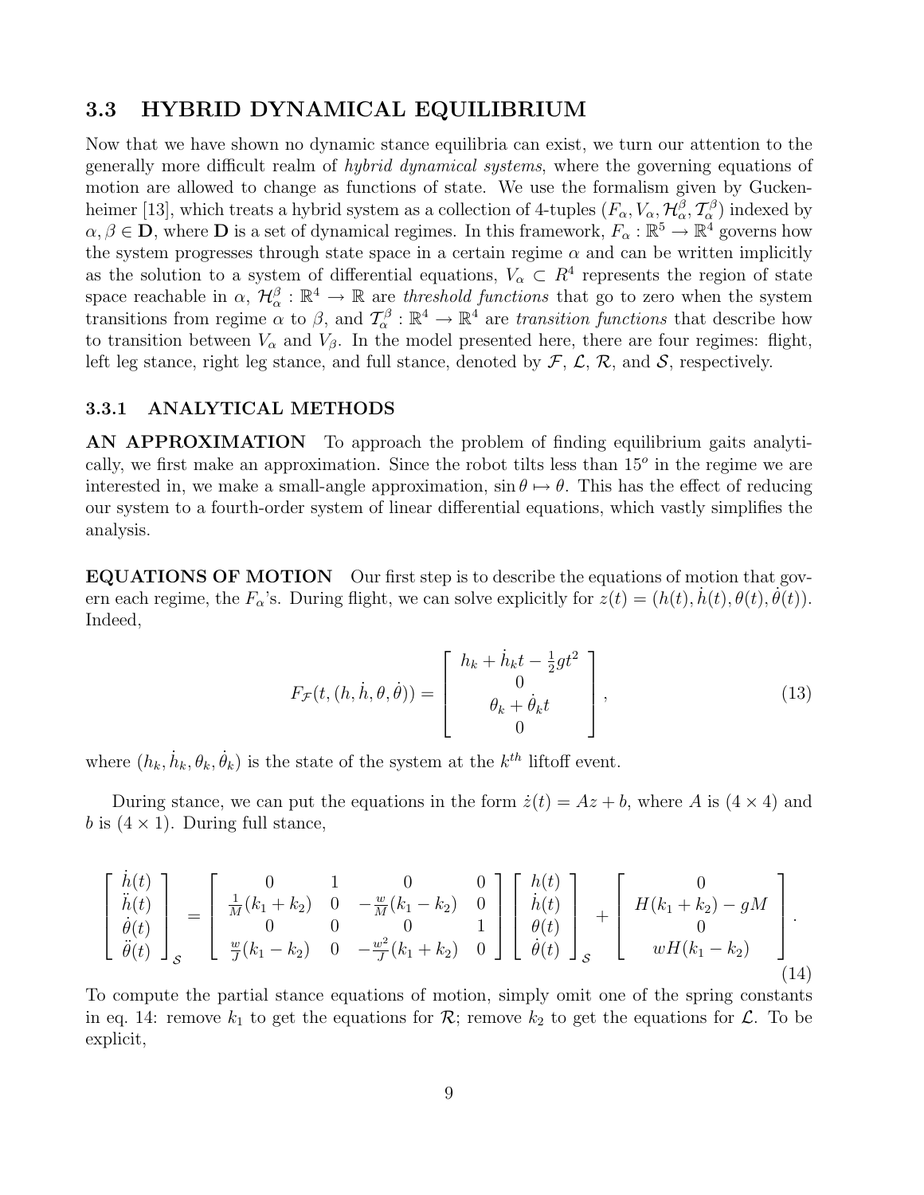## 3.3 HYBRID DYNAMICAL EQUILIBRIUM

Now that we have shown no dynamic stance equilibria can exist, we turn our attention to the generally more difficult realm of *hybrid dynamical systems*, where the governing equations of motion are allowed to change as functions of state. We use the formalism given by Guckenheimer [13], which treats a hybrid system as a collection of 4-tuples $(F_\alpha, V_\alpha, \mathcal{H}_\alpha^\beta, \mathcal{T}_\alpha^\beta)$ indexed by $\alpha, \beta \in \mathbf{D}$, where $\mathbf{D}$ is a set of dynamical regimes. In this framework, $F_\alpha : \mathbb{R}^5 \to \mathbb{R}^4$ governs how the system progresses through state space in a certain regime $\alpha$ and can be written implicitly as the solution to a system of differential equations, $V_\alpha \subset R^4$ represents the region of state space reachable in $\alpha$, $\mathcal{H}_\alpha^\beta : \mathbb{R}^4 \to \mathbb{R}$ are *threshold functions* that go to zero when the system transitions from regime $\alpha$ to $\beta$, and $\mathcal{T}_\alpha^\beta : \mathbb{R}^4 \to \mathbb{R}^4$ are *transition functions* that describe how to transition between $V_\alpha$ and $V_\beta$. In the model presented here, there are four regimes: flight, left leg stance, right leg stance, and full stance, denoted by $\mathcal{F}$, $\mathcal{L}$, $\mathcal{R}$, and $\mathcal{S}$, respectively.

### 3.3.1 ANALYTICAL METHODS

**AN APPROXIMATION** To approach the problem of finding equilibrium gaits analytically, we first make an approximation. Since the robot tilts less than $15^o$ in the regime we are interested in, we make a small-angle approximation, $\sin\theta \mapsto \theta$. This has the effect of reducing our system to a fourth-order system of linear differential equations, which vastly simplifies the analysis.

**EQUATIONS OF MOTION** Our first step is to describe the equations of motion that govern each regime, the $F_\alpha$'s. During flight, we can solve explicitly for $z(t) = (h(t), \dot{h}(t), \theta(t), \dot{\theta}(t))$. Indeed,

$$F_{\mathcal{F}}(t, (h, \dot{h}, \theta, \dot{\theta})) = \begin{bmatrix} h_k + \dot{h}_k t - \frac{1}{2} g t^2 \\ 0 \\ \theta_k + \dot{\theta}_k t \\ 0 \end{bmatrix}, \tag{13}$$

where $(h_k, \dot{h}_k, \theta_k, \dot{\theta}_k)$ is the state of the system at the $k^{th}$ liftoff event.

During stance, we can put the equations in the form $\dot{z}(t) = Az + b$, where $A$ is $(4 \times 4)$ and $b$ is $(4 \times 1)$. During full stance,

$$\begin{bmatrix} \dot{h}(t) \\ \ddot{h}(t) \\ \dot{\theta}(t) \\ \ddot{\theta}(t) \end{bmatrix}_{\mathcal{S}} = \begin{bmatrix} 0 & 1 & 0 & 0 \\ \frac{1}{M}(k_1 + k_2) & 0 & -\frac{w}{M}(k_1 - k_2) & 0 \\ 0 & 0 & 0 & 1 \\ \frac{w}{J}(k_1 - k_2) & 0 & -\frac{w^2}{J}(k_1 + k_2) & 0 \end{bmatrix} \begin{bmatrix} h(t) \\ \dot{h}(t) \\ \theta(t) \\ \dot{\theta}(t) \end{bmatrix}_{\mathcal{S}} + \begin{bmatrix} 0 \\ H(k_1 + k_2) - gM \\ 0 \\ wH(k_1 - k_2) \end{bmatrix}. \tag{14}$$

To compute the partial stance equations of motion, simply omit one of the spring constants in eq. 14: remove $k_1$ to get the equations for $\mathcal{R}$; remove $k_2$ to get the equations for $\mathcal{L}$. To be explicit,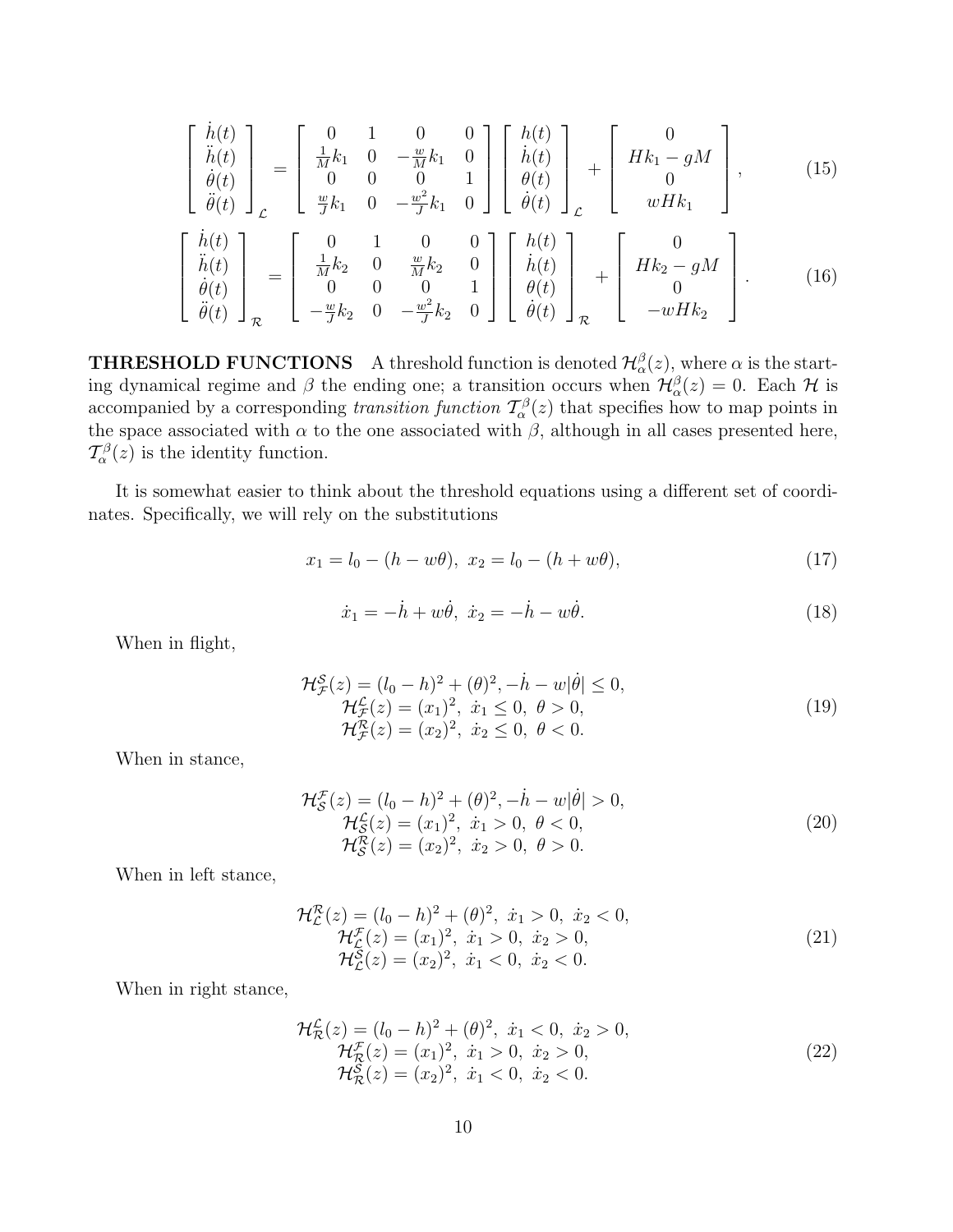$$
\begin{bmatrix} \dot{h}(t) \\ \ddot{h}(t) \\ \dot{\theta}(t) \\ \ddot{\theta}(t) \end{bmatrix}_{\mathcal{L}} = \begin{bmatrix} 0 & 1 & 0 & 0 \\ \frac{1}{M}k_1 & 0 & -\frac{w}{M}k_1 & 0 \\ 0 & 0 & 0 & 1 \\ \frac{w}{J}k_1 & 0 & -\frac{w^2}{J}k_1 & 0 \end{bmatrix} \begin{bmatrix} h(t) \\ \dot{h}(t) \\ \theta(t) \\ \dot{\theta}(t) \end{bmatrix}_{\mathcal{L}} + \begin{bmatrix} 0 \\ Hk_1 - gM \\ 0 \\ wHk_1 \end{bmatrix}, \tag{15}
$$

$$
\begin{bmatrix} \dot{h}(t) \\ \ddot{h}(t) \\ \dot{\theta}(t) \\ \ddot{\theta}(t) \end{bmatrix}_{\mathcal{R}} = \begin{bmatrix} 0 & 1 & 0 & 0 \\ \frac{1}{M}k_2 & 0 & \frac{w}{M}k_2 & 0 \\ 0 & 0 & 0 & 1 \\ -\frac{w}{J}k_2 & 0 & -\frac{w^2}{J}k_2 & 0 \end{bmatrix} \begin{bmatrix} h(t) \\ \dot{h}(t) \\ \theta(t) \\ \dot{\theta}(t) \end{bmatrix}_{\mathcal{R}} + \begin{bmatrix} 0 \\ Hk_2 - gM \\ 0 \\ -wHk_2 \end{bmatrix}. \tag{16}
$$

**THRESHOLD FUNCTIONS** A threshold function is denoted $\mathcal{H}_{\alpha}^{\beta}(z)$, where $\alpha$ is the starting dynamical regime and $\beta$ the ending one; a transition occurs when $\mathcal{H}_{\alpha}^{\beta}(z) = 0$. Each $\mathcal{H}$ is accompanied by a corresponding *transition function* $\mathcal{T}_{\alpha}^{\beta}(z)$ that specifies how to map points in the space associated with $\alpha$ to the one associated with $\beta$, although in all cases presented here, $\mathcal{T}_{\alpha}^{\beta}(z)$ is the identity function.

It is somewhat easier to think about the threshold equations using a different set of coordinates. Specifically, we will rely on the substitutions

$$
x_1 = l_0 - (h - w\theta), \; x_2 = l_0 - (h + w\theta), \tag{17}
$$

$$
\dot{x}_1 = -\dot{h} + w\dot{\theta}, \; \dot{x}_2 = -\dot{h} - w\dot{\theta}. \tag{18}
$$

When in flight,

$$
\begin{aligned}
\mathcal{H}_{\mathcal{F}}^{\mathcal{S}}(z) &= (l_0 - h)^2 + (\theta)^2, -\dot{h} - w|\dot{\theta}| \leq 0, \\
\mathcal{H}_{\mathcal{F}}^{\mathcal{L}}(z) &= (x_1)^2, \; \dot{x}_1 \leq 0, \; \theta > 0, \\
\mathcal{H}_{\mathcal{F}}^{\mathcal{R}}(z) &= (x_2)^2, \; \dot{x}_2 \leq 0, \; \theta < 0.
\end{aligned} \tag{19}
$$

When in stance,

$$
\begin{aligned}
\mathcal{H}_{\mathcal{S}}^{\mathcal{F}}(z) &= (l_0 - h)^2 + (\theta)^2, -\dot{h} - w|\dot{\theta}| > 0, \\
\mathcal{H}_{\mathcal{S}}^{\mathcal{L}}(z) &= (x_1)^2, \; \dot{x}_1 > 0, \; \theta < 0, \\
\mathcal{H}_{\mathcal{S}}^{\mathcal{R}}(z) &= (x_2)^2, \; \dot{x}_2 > 0, \; \theta > 0.
\end{aligned} \tag{20}
$$

When in left stance,

$$
\begin{aligned}
\mathcal{H}_{\mathcal{L}}^{\mathcal{R}}(z) &= (l_0 - h)^2 + (\theta)^2, \; \dot{x}_1 > 0, \; \dot{x}_2 < 0, \\
\mathcal{H}_{\mathcal{L}}^{\mathcal{F}}(z) &= (x_1)^2, \; \dot{x}_1 > 0, \; \dot{x}_2 > 0, \\
\mathcal{H}_{\mathcal{L}}^{\mathcal{S}}(z) &= (x_2)^2, \; \dot{x}_1 < 0, \; \dot{x}_2 < 0.
\end{aligned} \tag{21}
$$

When in right stance,

$$
\begin{aligned}
\mathcal{H}_{\mathcal{R}}^{\mathcal{L}}(z) &= (l_0 - h)^2 + (\theta)^2, \; \dot{x}_1 < 0, \; \dot{x}_2 > 0, \\
\mathcal{H}_{\mathcal{R}}^{\mathcal{F}}(z) &= (x_1)^2, \; \dot{x}_1 > 0, \; \dot{x}_2 > 0, \\
\mathcal{H}_{\mathcal{R}}^{\mathcal{S}}(z) &= (x_2)^2, \; \dot{x}_1 < 0, \; \dot{x}_2 < 0.
\end{aligned} \tag{22}
$$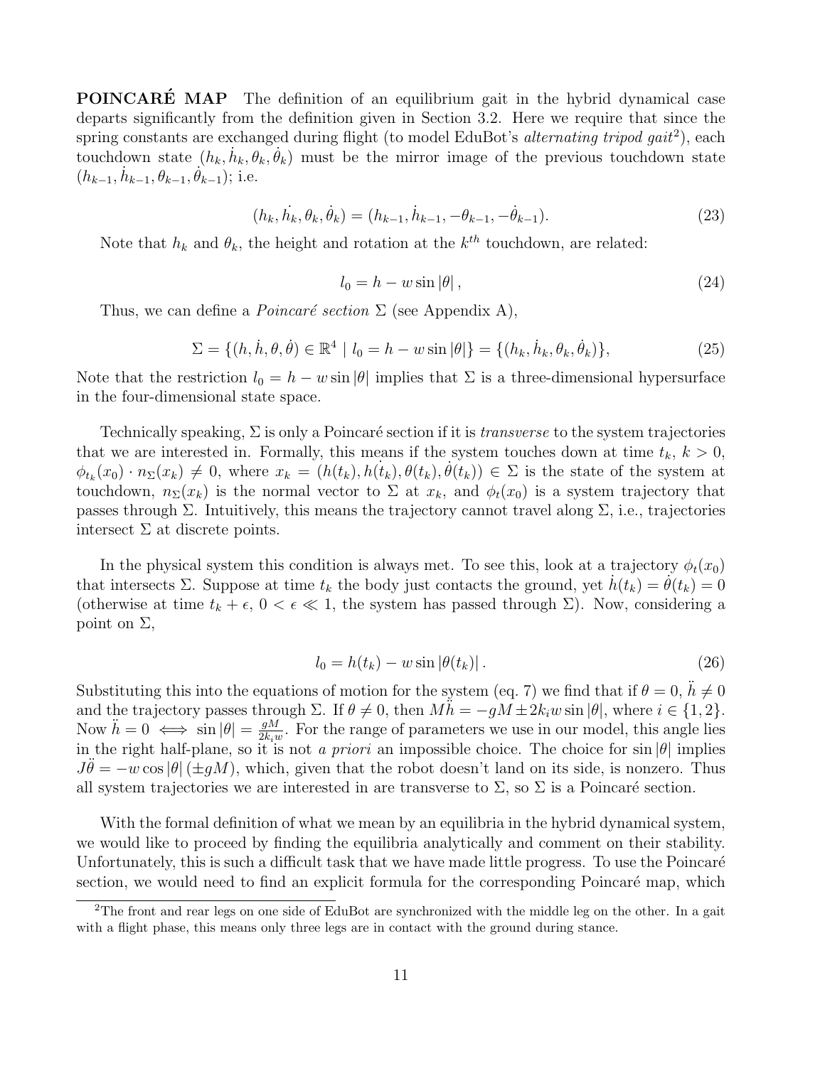**POINCARÉ MAP** The definition of an equilibrium gait in the hybrid dynamical case departs significantly from the definition given in Section 3.2. Here we require that since the spring constants are exchanged during flight (to model EduBot's *alternating tripod gait*[2]), each touchdown state $(h_k, \dot{h}_k, \theta_k, \dot{\theta}_k)$ must be the mirror image of the previous touchdown state $(h_{k-1}, \dot{h}_{k-1}, \theta_{k-1}, \dot{\theta}_{k-1})$; i.e.

$$(h_k, \dot{h_k}, \theta_k, \dot{\theta}_k) = (h_{k-1}, \dot{h}_{k-1}, -\theta_{k-1}, -\dot{\theta}_{k-1}). \tag{23}$$

Note that $h_k$ and $\theta_k$, the height and rotation at the $k^{th}$ touchdown, are related:

$$l_0 = h - w \sin |\theta| , \tag{24}$$

Thus, we can define a *Poincaré section* $\Sigma$ (see Appendix A),

$$\Sigma = \{(h, \dot{h}, \theta, \dot{\theta}) \in \mathbb{R}^4 \mid l_0 = h - w \sin |\theta|\} = \{(h_k, \dot{h}_k, \theta_k, \dot{\theta}_k)\}, \tag{25}$$

Note that the restriction $l_0 = h - w \sin |\theta|$ implies that $\Sigma$ is a three-dimensional hypersurface in the four-dimensional state space.

Technically speaking, $\Sigma$ is only a Poincaré section if it is *transverse* to the system trajectories that we are interested in. Formally, this means if the system touches down at time $t_k$, $k > 0$, $\phi_{t_k}(x_0) \cdot n_\Sigma(x_k) \neq 0$, where $x_k = (h(t_k), h(\dot{t}_k), \theta(t_k), \dot{\theta}(t_k)) \in \Sigma$ is the state of the system at touchdown, $n_\Sigma(x_k)$ is the normal vector to $\Sigma$ at $x_k$, and $\phi_t(x_0)$ is a system trajectory that passes through $\Sigma$. Intuitively, this means the trajectory cannot travel along $\Sigma$, i.e., trajectories intersect $\Sigma$ at discrete points.

In the physical system this condition is always met. To see this, look at a trajectory $\phi_t(x_0)$ that intersects $\Sigma$. Suppose at time $t_k$ the body just contacts the ground, yet $\dot{h}(t_k) = \dot{\theta}(t_k) = 0$ (otherwise at time $t_k + \epsilon$, $0 < \epsilon \ll 1$, the system has passed through $\Sigma$). Now, considering a point on $\Sigma$,

$$l_0 = h(t_k) - w \sin |\theta(t_k)| . \tag{26}$$

Substituting this into the equations of motion for the system (eq. 7) we find that if $\theta = 0$, $\ddot{h} \neq 0$ and the trajectory passes through $\Sigma$. If $\theta \neq 0$, then $M\ddot{h} = -gM \pm 2k_i w \sin |\theta|$, where $i \in \{1, 2\}$. Now $\ddot{h} = 0 \iff \sin |\theta| = \frac{gM}{2k_i w}$. For the range of parameters we use in our model, this angle lies in the right half-plane, so it is not *a priori* an impossible choice. The choice for $\sin |\theta|$ implies $J\ddot{\theta} = -w \cos |\theta| (\pm gM)$, which, given that the robot doesn't land on its side, is nonzero. Thus all system trajectories we are interested in are transverse to $\Sigma$, so $\Sigma$ is a Poincaré section.

With the formal definition of what we mean by an equilibria in the hybrid dynamical system, we would like to proceed by finding the equilibria analytically and comment on their stability. Unfortunately, this is such a difficult task that we have made little progress. To use the Poincaré section, we would need to find an explicit formula for the corresponding Poincaré map, which

[2]The front and rear legs on one side of EduBot are synchronized with the middle leg on the other. In a gait with a flight phase, this means only three legs are in contact with the ground during stance.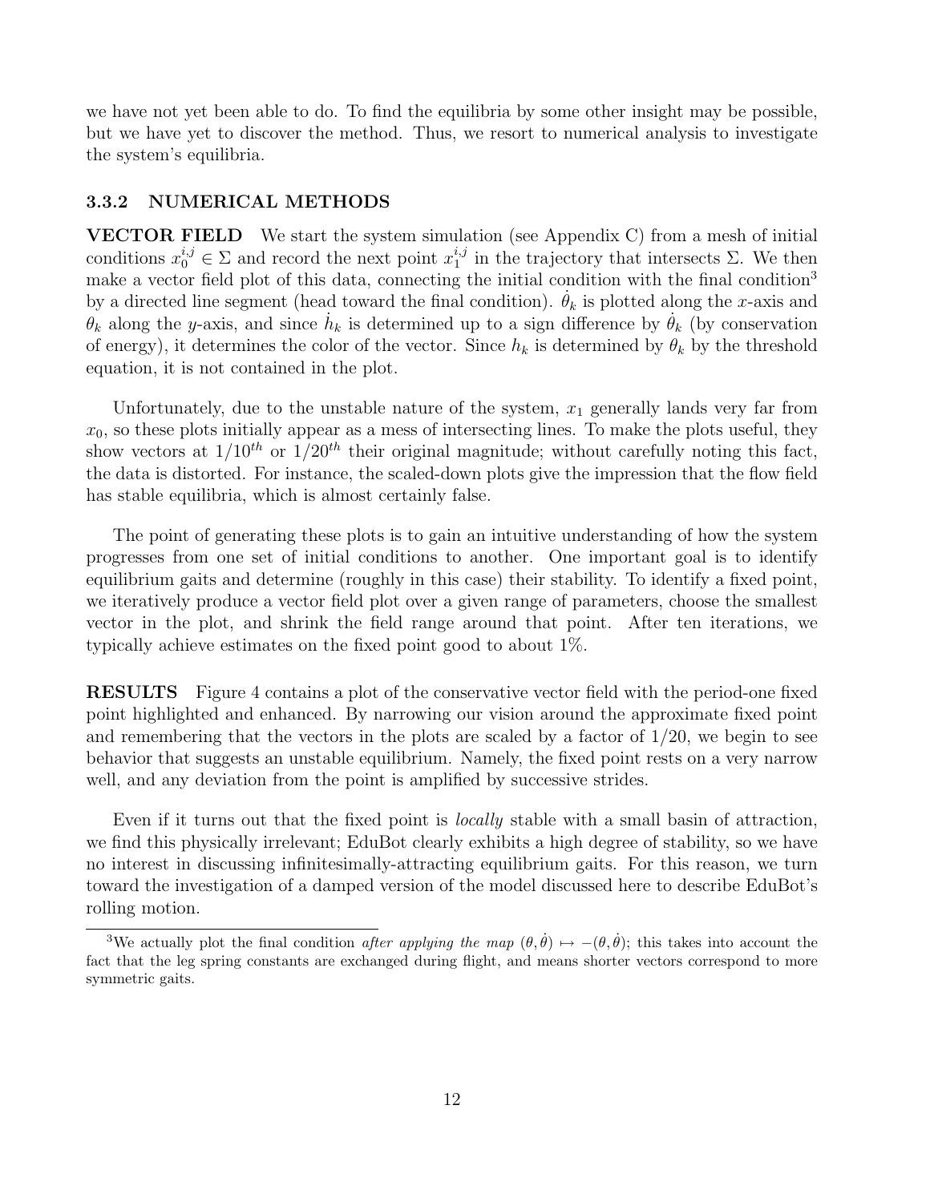we have not yet been able to do. To find the equilibria by some other insight may be possible, but we have yet to discover the method. Thus, we resort to numerical analysis to investigate the system's equilibria.

### 3.3.2 NUMERICAL METHODS

**VECTOR FIELD** We start the system simulation (see Appendix C) from a mesh of initial conditions $x_0^{i,j} \in \Sigma$ and record the next point $x_1^{i,j}$ in the trajectory that intersects $\Sigma$. We then make a vector field plot of this data, connecting the initial condition with the final condition[3] by a directed line segment (head toward the final condition). $\dot{\theta}_k$ is plotted along the $x$-axis and $\theta_k$ along the $y$-axis, and since $\dot{h}_k$ is determined up to a sign difference by $\dot{\theta}_k$ (by conservation of energy), it determines the color of the vector. Since $h_k$ is determined by $\theta_k$ by the threshold equation, it is not contained in the plot.

Unfortunately, due to the unstable nature of the system, $x_1$ generally lands very far from $x_0$, so these plots initially appear as a mess of intersecting lines. To make the plots useful, they show vectors at $1/10^{th}$ or $1/20^{th}$ their original magnitude; without carefully noting this fact, the data is distorted. For instance, the scaled-down plots give the impression that the flow field has stable equilibria, which is almost certainly false.

The point of generating these plots is to gain an intuitive understanding of how the system progresses from one set of initial conditions to another. One important goal is to identify equilibrium gaits and determine (roughly in this case) their stability. To identify a fixed point, we iteratively produce a vector field plot over a given range of parameters, choose the smallest vector in the plot, and shrink the field range around that point. After ten iterations, we typically achieve estimates on the fixed point good to about 1%.

**RESULTS** Figure 4 contains a plot of the conservative vector field with the period-one fixed point highlighted and enhanced. By narrowing our vision around the approximate fixed point and remembering that the vectors in the plots are scaled by a factor of 1/20, we begin to see behavior that suggests an unstable equilibrium. Namely, the fixed point rests on a very narrow well, and any deviation from the point is amplified by successive strides.

Even if it turns out that the fixed point is *locally* stable with a small basin of attraction, we find this physically irrelevant; EduBot clearly exhibits a high degree of stability, so we have no interest in discussing infinitesimally-attracting equilibrium gaits. For this reason, we turn toward the investigation of a damped version of the model discussed here to describe EduBot's rolling motion.

[3] We actually plot the final condition *after applying the map* $(\theta, \dot{\theta}) \mapsto -(\theta, \dot{\theta})$; this takes into account the fact that the leg spring constants are exchanged during flight, and means shorter vectors correspond to more symmetric gaits.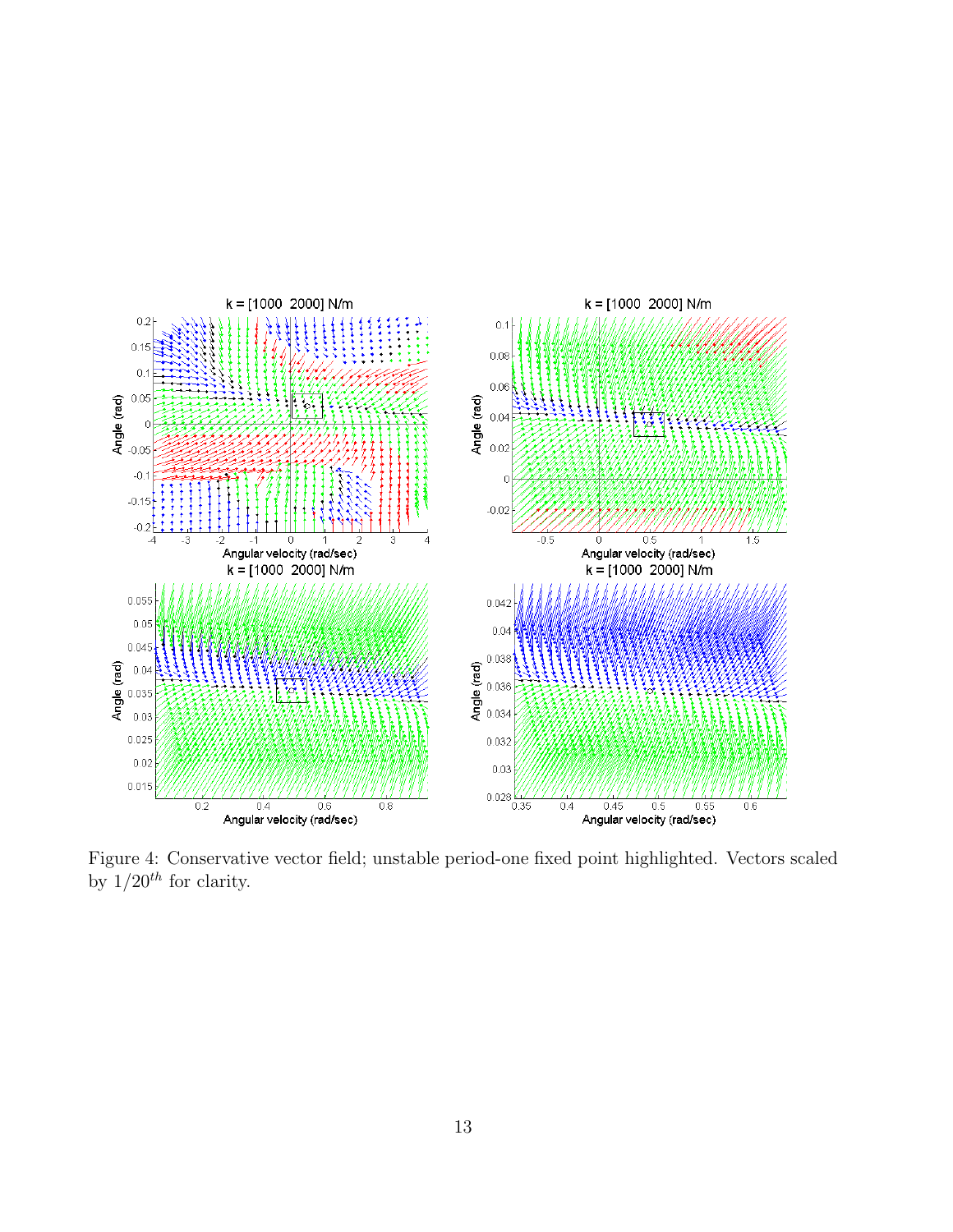Figure 4: Conservative vector field; unstable period-one fixed point highlighted. Vectors scaled by $1/20^{th}$ for clarity.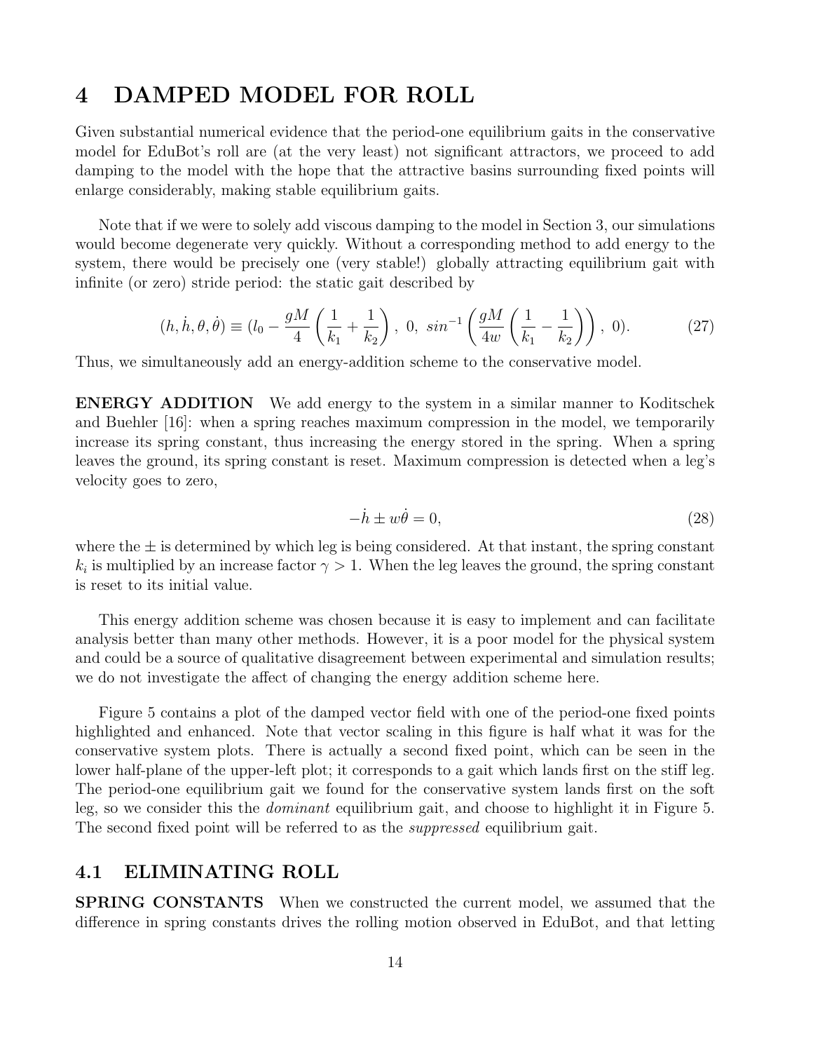# 4 DAMPED MODEL FOR ROLL

Given substantial numerical evidence that the period-one equilibrium gaits in the conservative model for EduBot's roll are (at the very least) not significant attractors, we proceed to add damping to the model with the hope that the attractive basins surrounding fixed points will enlarge considerably, making stable equilibrium gaits.

Note that if we were to solely add viscous damping to the model in Section 3, our simulations would become degenerate very quickly. Without a corresponding method to add energy to the system, there would be precisely one (very stable!) globally attracting equilibrium gait with infinite (or zero) stride period: the static gait described by

$$(h, \dot{h}, \theta, \dot{\theta}) \equiv (l_0 - \frac{gM}{4}\left(\frac{1}{k_1} + \frac{1}{k_2}\right),\ 0,\ sin^{-1}\left(\frac{gM}{4w}\left(\frac{1}{k_1} - \frac{1}{k_2}\right)\right),\ 0). \tag{27}$$

Thus, we simultaneously add an energy-addition scheme to the conservative model.

**ENERGY ADDITION** We add energy to the system in a similar manner to Koditschek and Buehler [16]: when a spring reaches maximum compression in the model, we temporarily increase its spring constant, thus increasing the energy stored in the spring. When a spring leaves the ground, its spring constant is reset. Maximum compression is detected when a leg's velocity goes to zero,

$$-\dot{h} \pm w\dot{\theta} = 0, \tag{28}$$

where the $\pm$ is determined by which leg is being considered. At that instant, the spring constant $k_i$ is multiplied by an increase factor $\gamma > 1$. When the leg leaves the ground, the spring constant is reset to its initial value.

This energy addition scheme was chosen because it is easy to implement and can facilitate analysis better than many other methods. However, it is a poor model for the physical system and could be a source of qualitative disagreement between experimental and simulation results; we do not investigate the affect of changing the energy addition scheme here.

Figure 5 contains a plot of the damped vector field with one of the period-one fixed points highlighted and enhanced. Note that vector scaling in this figure is half what it was for the conservative system plots. There is actually a second fixed point, which can be seen in the lower half-plane of the upper-left plot; it corresponds to a gait which lands first on the stiff leg. The period-one equilibrium gait we found for the conservative system lands first on the soft leg, so we consider this the *dominant* equilibrium gait, and choose to highlight it in Figure 5. The second fixed point will be referred to as the *suppressed* equilibrium gait.

## 4.1 ELIMINATING ROLL

**SPRING CONSTANTS** When we constructed the current model, we assumed that the difference in spring constants drives the rolling motion observed in EduBot, and that letting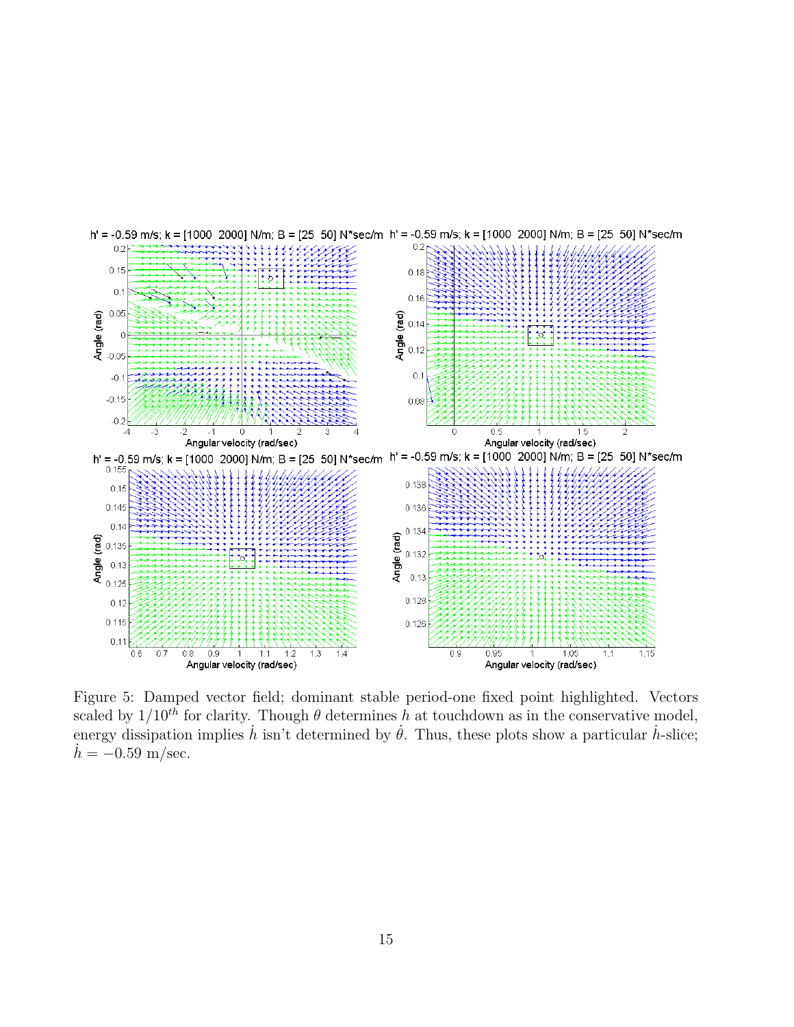Figure 5: Damped vector field; dominant stable period-one fixed point highlighted. Vectors scaled by $1/10^{th}$ for clarity. Though $\theta$ determines $h$ at touchdown as in the conservative model, energy dissipation implies $\dot{h}$ isn't determined by $\dot{\theta}$. Thus, these plots show a particular $\dot{h}$-slice; $\dot{h} = -0.59$ m/sec.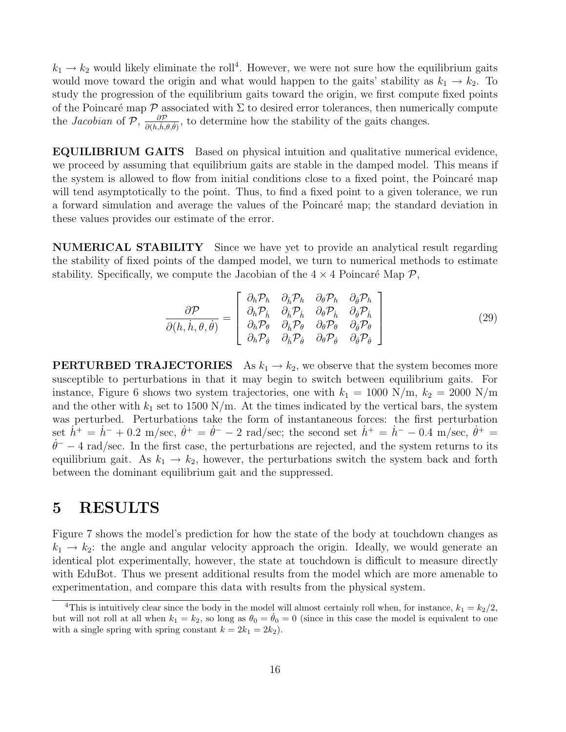$k_1 \to k_2$ would likely eliminate the roll[4]. However, we were not sure how the equilibrium gaits would move toward the origin and what would happen to the gaits' stability as $k_1 \to k_2$. To study the progression of the equilibrium gaits toward the origin, we first compute fixed points of the Poincaré map $\mathcal{P}$ associated with $\Sigma$ to desired error tolerances, then numerically compute the *Jacobian* of $\mathcal{P}$, $\frac{\partial \mathcal{P}}{\partial(h,\dot{h},\theta,\dot{\theta})}$, to determine how the stability of the gaits changes.

**EQUILIBRIUM GAITS** Based on physical intuition and qualitative numerical evidence, we proceed by assuming that equilibrium gaits are stable in the damped model. This means if the system is allowed to flow from initial conditions close to a fixed point, the Poincaré map will tend asymptotically to the point. Thus, to find a fixed point to a given tolerance, we run a forward simulation and average the values of the Poincaré map; the standard deviation in these values provides our estimate of the error.

**NUMERICAL STABILITY** Since we have yet to provide an analytical result regarding the stability of fixed points of the damped model, we turn to numerical methods to estimate stability. Specifically, we compute the Jacobian of the $4 \times 4$ Poincaré Map $\mathcal{P}$,

$$\frac{\partial \mathcal{P}}{\partial(h,\dot{h},\theta,\dot{\theta})} = \left[ \begin{array}{cccc} \partial_h \mathcal{P}_h & \partial_{\dot{h}} \mathcal{P}_h & \partial_\theta \mathcal{P}_h & \partial_{\dot{\theta}} \mathcal{P}_h \\ \partial_h \mathcal{P}_{\dot{h}} & \partial_{\dot{h}} \mathcal{P}_{\dot{h}} & \partial_\theta \mathcal{P}_{\dot{h}} & \partial_{\dot{\theta}} \mathcal{P}_{\dot{h}} \\ \partial_h \mathcal{P}_\theta & \partial_{\dot{h}} \mathcal{P}_\theta & \partial_\theta \mathcal{P}_\theta & \partial_{\dot{\theta}} \mathcal{P}_\theta \\ \partial_h \mathcal{P}_{\dot{\theta}} & \partial_{\dot{h}} \mathcal{P}_{\dot{\theta}} & \partial_\theta \mathcal{P}_{\dot{\theta}} & \partial_{\dot{\theta}} \mathcal{P}_{\dot{\theta}} \end{array} \right] \tag{29}$$

**PERTURBED TRAJECTORIES** As $k_1 \to k_2$, we observe that the system becomes more susceptible to perturbations in that it may begin to switch between equilibrium gaits. For instance, Figure 6 shows two system trajectories, one with $k_1 = 1000$ N/m, $k_2 = 2000$ N/m and the other with $k_1$ set to 1500 N/m. At the times indicated by the vertical bars, the system was perturbed. Perturbations take the form of instantaneous forces: the first perturbation set $\dot{h}^+ = \dot{h}^- + 0.2$ m/sec, $\dot{\theta}^+ = \dot{\theta}^- - 2$ rad/sec; the second set $\dot{h}^+ = \dot{h}^- - 0.4$ m/sec, $\dot{\theta}^+ = \dot{\theta}^- - 4$ rad/sec. In the first case, the perturbations are rejected, and the system returns to its equilibrium gait. As $k_1 \to k_2$, however, the perturbations switch the system back and forth between the dominant equilibrium gait and the suppressed.

## 5 RESULTS

Figure 7 shows the model's prediction for how the state of the body at touchdown changes as $k_1 \to k_2$: the angle and angular velocity approach the origin. Ideally, we would generate an identical plot experimentally, however, the state at touchdown is difficult to measure directly with EduBot. Thus we present additional results from the model which are more amenable to experimentation, and compare this data with results from the physical system.

---

[4]This is intuitively clear since the body in the model will almost certainly roll when, for instance, $k_1 = k_2/2$, but will not roll at all when $k_1 = k_2$, so long as $\theta_0 = \dot{\theta}_0 = 0$ (since in this case the model is equivalent to one with a single spring with spring constant $k = 2k_1 = 2k_2$).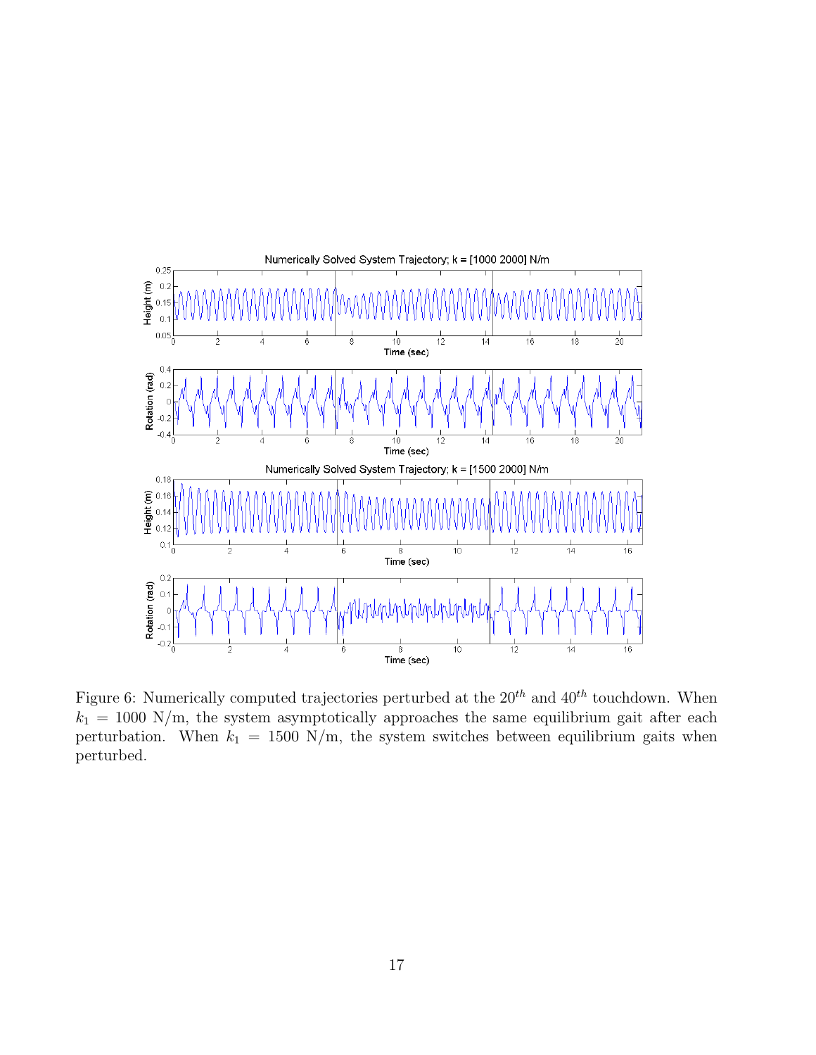Figure 6: Numerically computed trajectories perturbed at the $20^{th}$ and $40^{th}$ touchdown. When $k_1 = 1000$ N/m, the system asymptotically approaches the same equilibrium gait after each perturbation. When $k_1 = 1500$ N/m, the system switches between equilibrium gaits when perturbed.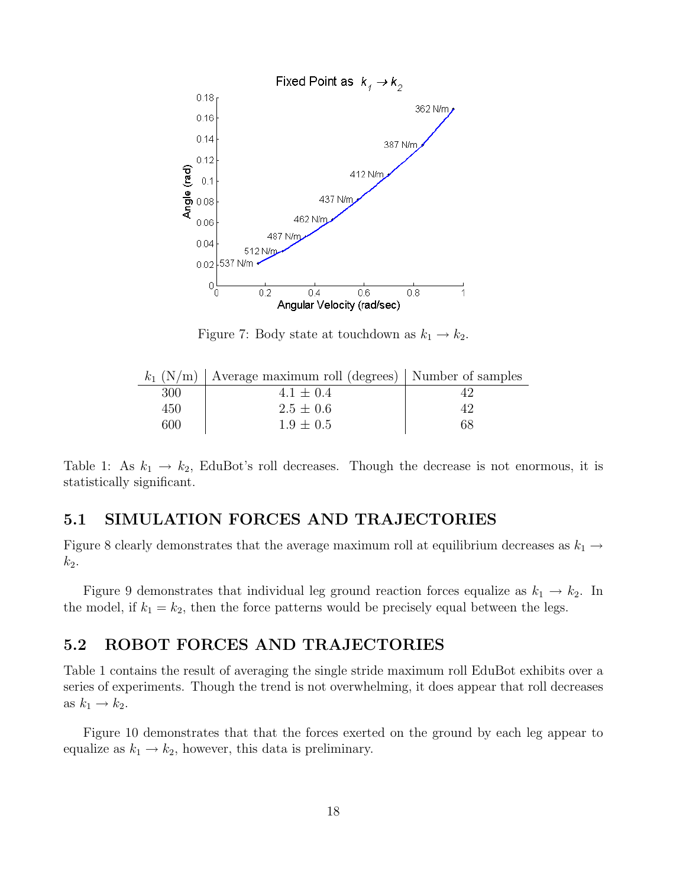Figure 7: Body state at touchdown as $k_1 \to k_2$.

| $k_1$ (N/m) | Average maximum roll (degrees) | Number of samples |
|---|---|---|
| 300 | $4.1 \pm 0.4$ | 42 |
| 450 | $2.5 \pm 0.6$ | 42 |
| 600 | $1.9 \pm 0.5$ | 68 |

Table 1: As $k_1 \to k_2$, EduBot's roll decreases. Though the decrease is not enormous, it is statistically significant.

## 5.1 SIMULATION FORCES AND TRAJECTORIES

Figure 8 clearly demonstrates that the average maximum roll at equilibrium decreases as $k_1 \to k_2$.

Figure 9 demonstrates that individual leg ground reaction forces equalize as $k_1 \to k_2$. In the model, if $k_1 = k_2$, then the force patterns would be precisely equal between the legs.

## 5.2 ROBOT FORCES AND TRAJECTORIES

Table 1 contains the result of averaging the single stride maximum roll EduBot exhibits over a series of experiments. Though the trend is not overwhelming, it does appear that roll decreases as $k_1 \to k_2$.

Figure 10 demonstrates that that the forces exerted on the ground by each leg appear to equalize as $k_1 \to k_2$, however, this data is preliminary.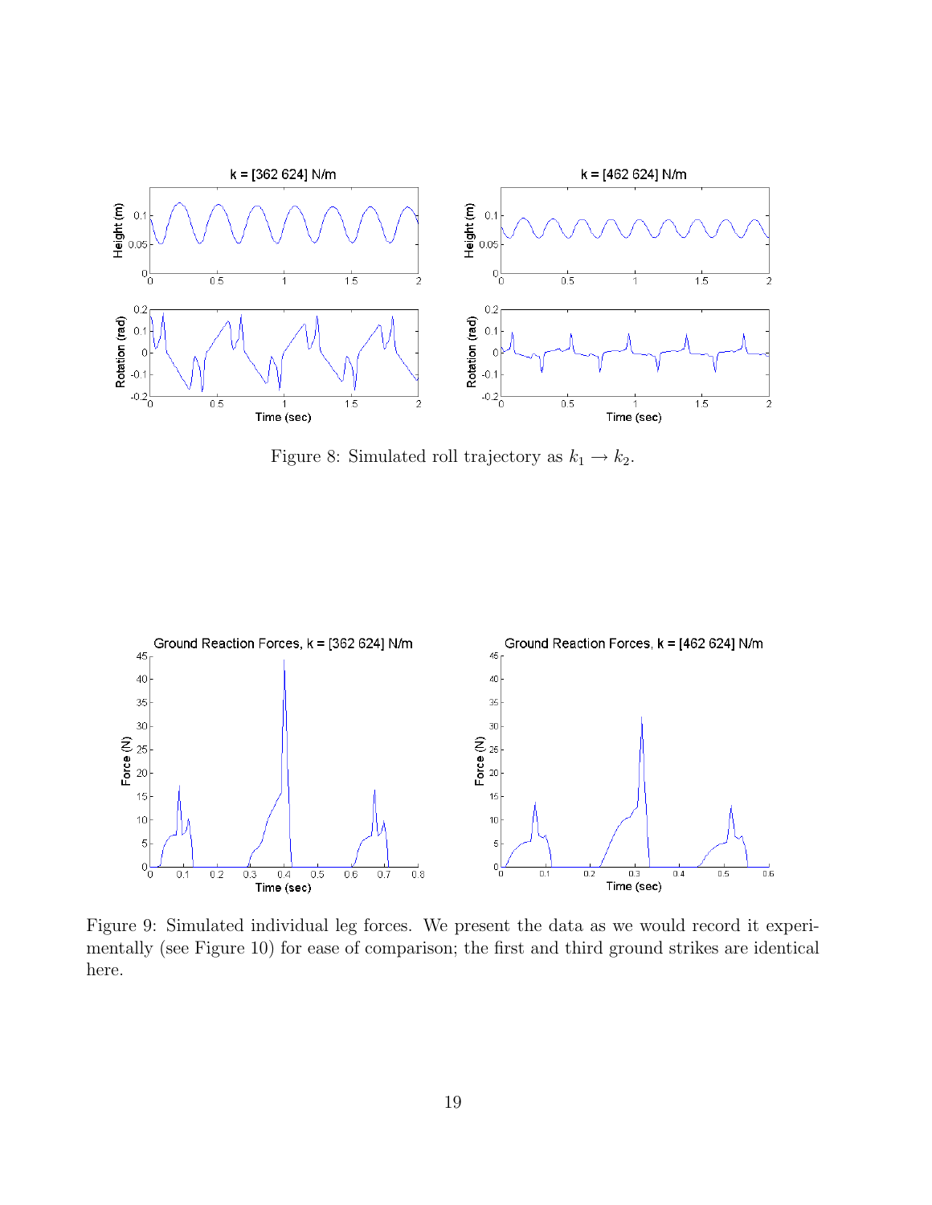Figure 8: Simulated roll trajectory as $k_1 \rightarrow k_2$.

Figure 9: Simulated individual leg forces. We present the data as we would record it experimentally (see Figure 10) for ease of comparison; the first and third ground strikes are identical here.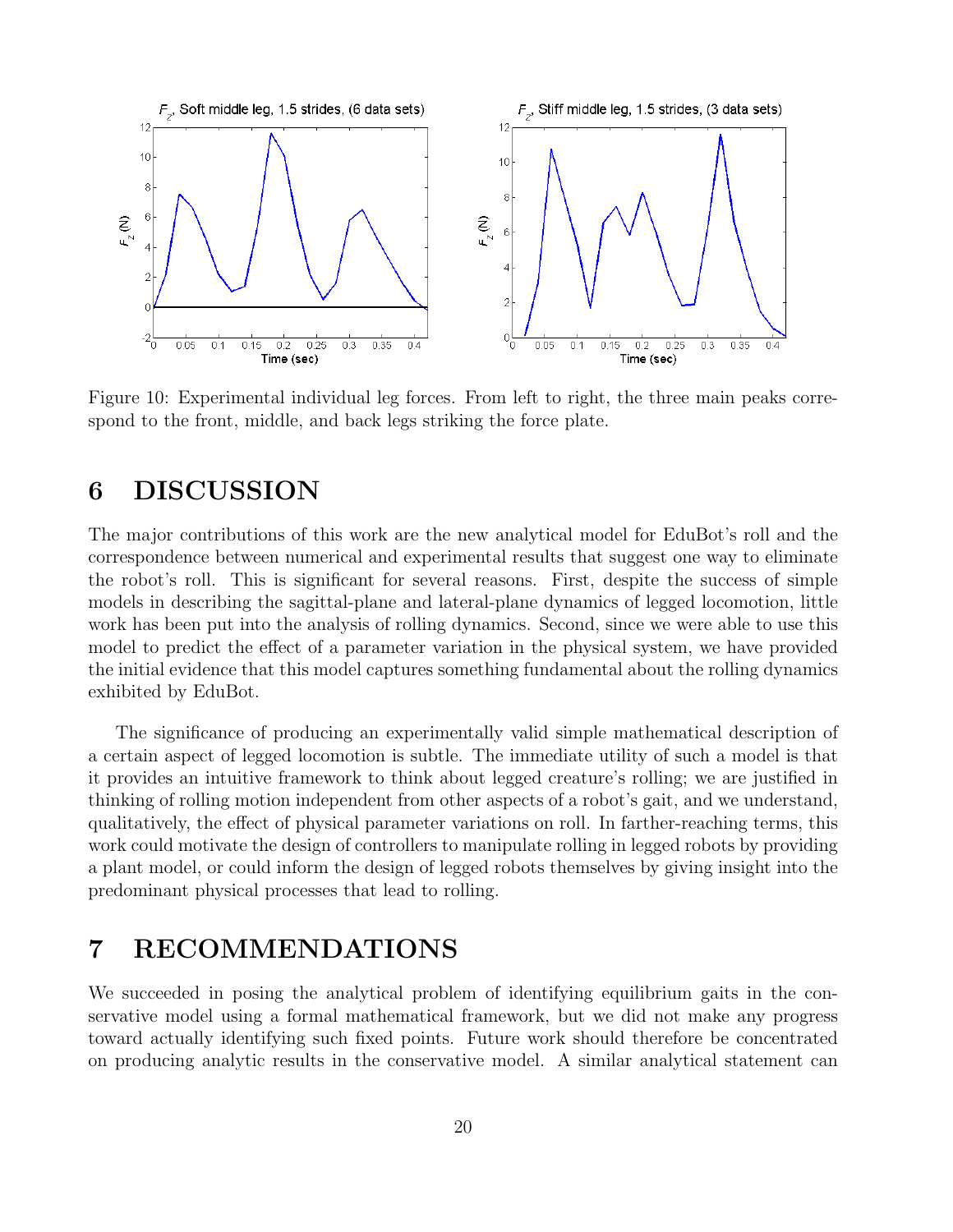Figure 10: Experimental individual leg forces. From left to right, the three main peaks correspond to the front, middle, and back legs striking the force plate.

# 6 DISCUSSION

The major contributions of this work are the new analytical model for EduBot's roll and the correspondence between numerical and experimental results that suggest one way to eliminate the robot's roll. This is significant for several reasons. First, despite the success of simple models in describing the sagittal-plane and lateral-plane dynamics of legged locomotion, little work has been put into the analysis of rolling dynamics. Second, since we were able to use this model to predict the effect of a parameter variation in the physical system, we have provided the initial evidence that this model captures something fundamental about the rolling dynamics exhibited by EduBot.

The significance of producing an experimentally valid simple mathematical description of a certain aspect of legged locomotion is subtle. The immediate utility of such a model is that it provides an intuitive framework to think about legged creature's rolling; we are justified in thinking of rolling motion independent from other aspects of a robot's gait, and we understand, qualitatively, the effect of physical parameter variations on roll. In farther-reaching terms, this work could motivate the design of controllers to manipulate rolling in legged robots by providing a plant model, or could inform the design of legged robots themselves by giving insight into the predominant physical processes that lead to rolling.

# 7 RECOMMENDATIONS

We succeeded in posing the analytical problem of identifying equilibrium gaits in the conservative model using a formal mathematical framework, but we did not make any progress toward actually identifying such fixed points. Future work should therefore be concentrated on producing analytic results in the conservative model. A similar analytical statement can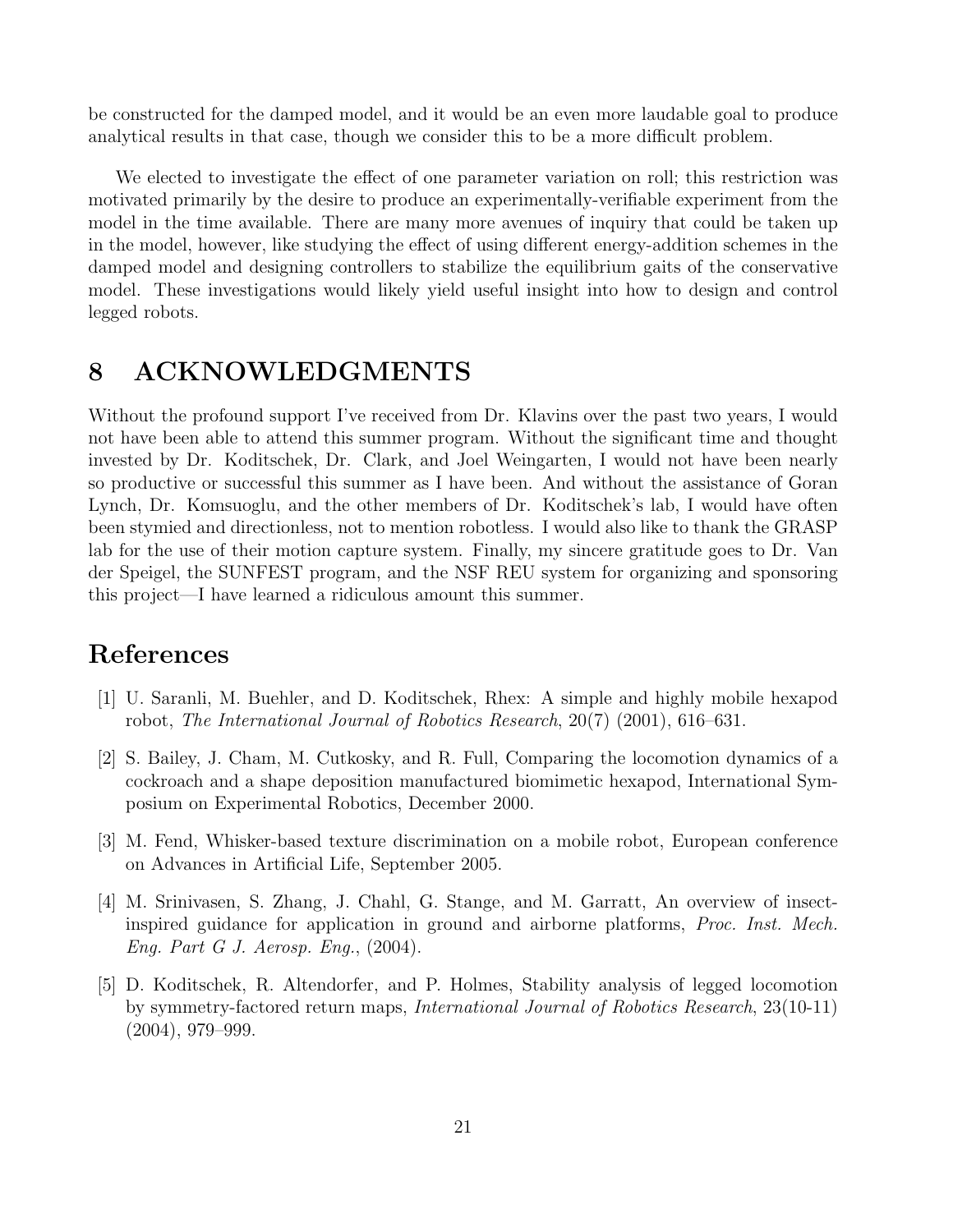be constructed for the damped model, and it would be an even more laudable goal to produce analytical results in that case, though we consider this to be a more difficult problem.

We elected to investigate the effect of one parameter variation on roll; this restriction was motivated primarily by the desire to produce an experimentally-verifiable experiment from the model in the time available. There are many more avenues of inquiry that could be taken up in the model, however, like studying the effect of using different energy-addition schemes in the damped model and designing controllers to stabilize the equilibrium gaits of the conservative model. These investigations would likely yield useful insight into how to design and control legged robots.

# 8 ACKNOWLEDGMENTS

Without the profound support I've received from Dr. Klavins over the past two years, I would not have been able to attend this summer program. Without the significant time and thought invested by Dr. Koditschek, Dr. Clark, and Joel Weingarten, I would not have been nearly so productive or successful this summer as I have been. And without the assistance of Goran Lynch, Dr. Komsuoglu, and the other members of Dr. Koditschek's lab, I would have often been stymied and directionless, not to mention robotless. I would also like to thank the GRASP lab for the use of their motion capture system. Finally, my sincere gratitude goes to Dr. Van der Speigel, the SUNFEST program, and the NSF REU system for organizing and sponsoring this project—I have learned a ridiculous amount this summer.

# References

[1] U. Saranli, M. Buehler, and D. Koditschek, Rhex: A simple and highly mobile hexapod robot, *The International Journal of Robotics Research*, 20(7) (2001), 616–631.

[2] S. Bailey, J. Cham, M. Cutkosky, and R. Full, Comparing the locomotion dynamics of a cockroach and a shape deposition manufactured biomimetic hexapod, International Symposium on Experimental Robotics, December 2000.

[3] M. Fend, Whisker-based texture discrimination on a mobile robot, European conference on Advances in Artificial Life, September 2005.

[4] M. Srinivasen, S. Zhang, J. Chahl, G. Stange, and M. Garratt, An overview of insect-inspired guidance for application in ground and airborne platforms, *Proc. Inst. Mech. Eng. Part G J. Aerosp. Eng.*, (2004).

[5] D. Koditschek, R. Altendorfer, and P. Holmes, Stability analysis of legged locomotion by symmetry-factored return maps, *International Journal of Robotics Research*, 23(10-11) (2004), 979–999.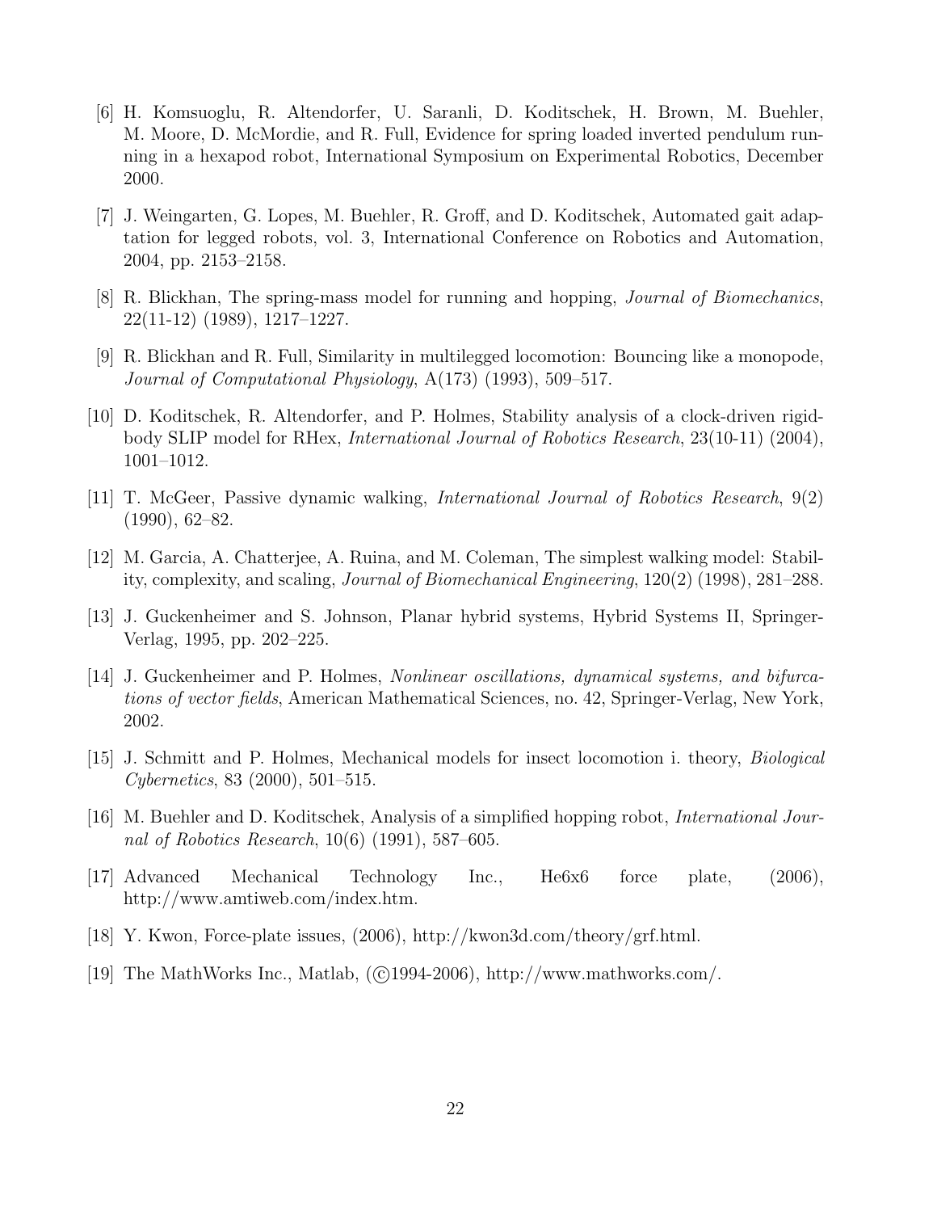[6] H. Komsuoglu, R. Altendorfer, U. Saranli, D. Koditschek, H. Brown, M. Buehler, M. Moore, D. McMordie, and R. Full, Evidence for spring loaded inverted pendulum running in a hexapod robot, International Symposium on Experimental Robotics, December 2000.

[7] J. Weingarten, G. Lopes, M. Buehler, R. Groff, and D. Koditschek, Automated gait adaptation for legged robots, vol. 3, International Conference on Robotics and Automation, 2004, pp. 2153–2158.

[8] R. Blickhan, The spring-mass model for running and hopping, *Journal of Biomechanics*, 22(11-12) (1989), 1217–1227.

[9] R. Blickhan and R. Full, Similarity in multilegged locomotion: Bouncing like a monopode, *Journal of Computational Physiology*, A(173) (1993), 509–517.

[10] D. Koditschek, R. Altendorfer, and P. Holmes, Stability analysis of a clock-driven rigid-body SLIP model for RHex, *International Journal of Robotics Research*, 23(10-11) (2004), 1001–1012.

[11] T. McGeer, Passive dynamic walking, *International Journal of Robotics Research*, 9(2) (1990), 62–82.

[12] M. Garcia, A. Chatterjee, A. Ruina, and M. Coleman, The simplest walking model: Stability, complexity, and scaling, *Journal of Biomechanical Engineering*, 120(2) (1998), 281–288.

[13] J. Guckenheimer and S. Johnson, Planar hybrid systems, Hybrid Systems II, Springer-Verlag, 1995, pp. 202–225.

[14] J. Guckenheimer and P. Holmes, *Nonlinear oscillations, dynamical systems, and bifurcations of vector fields*, American Mathematical Sciences, no. 42, Springer-Verlag, New York, 2002.

[15] J. Schmitt and P. Holmes, Mechanical models for insect locomotion i. theory, *Biological Cybernetics*, 83 (2000), 501–515.

[16] M. Buehler and D. Koditschek, Analysis of a simplified hopping robot, *International Journal of Robotics Research*, 10(6) (1991), 587–605.

[17] Advanced Mechanical Technology Inc., He6x6 force plate, (2006), http://www.amtiweb.com/index.htm.

[18] Y. Kwon, Force-plate issues, (2006), http://kwon3d.com/theory/grf.html.

[19] The MathWorks Inc., Matlab, (©1994-2006), http://www.mathworks.com/.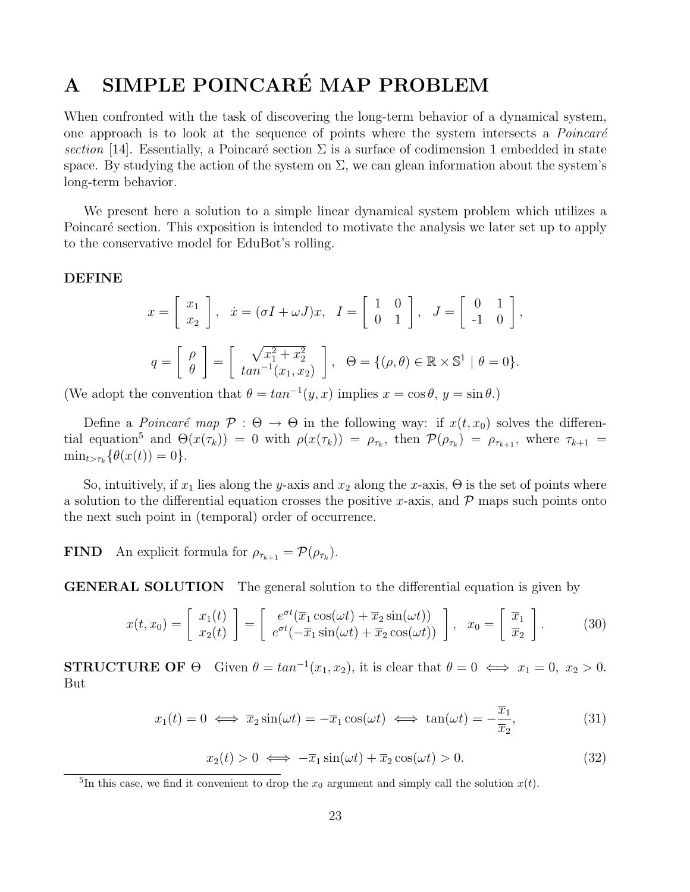# A SIMPLE POINCARÉ MAP PROBLEM

When confronted with the task of discovering the long-term behavior of a dynamical system, one approach is to look at the sequence of points where the system intersects a *Poincaré section* [14]. Essentially, a Poincaré section $\Sigma$ is a surface of codimension 1 embedded in state space. By studying the action of the system on $\Sigma$, we can glean information about the system's long-term behavior.

We present here a solution to a simple linear dynamical system problem which utilizes a Poincaré section. This exposition is intended to motivate the analysis we later set up to apply to the conservative model for EduBot's rolling.

**DEFINE**

$$x = \begin{bmatrix} x_1 \\ x_2 \end{bmatrix}, \quad \dot{x} = (\sigma I + \omega J)x, \quad I = \begin{bmatrix} 1 & 0 \\ 0 & 1 \end{bmatrix}, \quad J = \begin{bmatrix} 0 & 1 \\ -1 & 0 \end{bmatrix},$$

$$q = \begin{bmatrix} \rho \\ \theta \end{bmatrix} = \begin{bmatrix} \sqrt{x_1^2 + x_2^2} \\ tan^{-1}(x_1, x_2) \end{bmatrix}, \quad \Theta = \{(\rho, \theta) \in \mathbb{R} \times \mathbb{S}^1 \mid \theta = 0\}.$$

(We adopt the convention that $\theta = tan^{-1}(y, x)$ implies $x = \cos\theta$, $y = \sin\theta$.)

Define a *Poincaré map* $\mathcal{P} : \Theta \to \Theta$ in the following way: if $x(t, x_0)$ solves the differential equation[5] and $\Theta(x(\tau_k)) = 0$ with $\rho(x(\tau_k)) = \rho_{\tau_k}$, then $\mathcal{P}(\rho_{\tau_k}) = \rho_{\tau_{k+1}}$, where $\tau_{k+1} = \min_{t > \tau_k}\{\theta(x(t)) = 0\}$.

So, intuitively, if $x_1$ lies along the $y$-axis and $x_2$ along the $x$-axis, $\Theta$ is the set of points where a solution to the differential equation crosses the positive $x$-axis, and $\mathcal{P}$ maps such points onto the next such point in (temporal) order of occurrence.

**FIND** An explicit formula for $\rho_{\tau_{k+1}} = \mathcal{P}(\rho_{\tau_k})$.

**GENERAL SOLUTION** The general solution to the differential equation is given by

$$x(t, x_0) = \begin{bmatrix} x_1(t) \\ x_2(t) \end{bmatrix} = \begin{bmatrix} e^{\sigma t}(\overline{x}_1 \cos(\omega t) + \overline{x}_2 \sin(\omega t)) \\ e^{\sigma t}(-\overline{x}_1 \sin(\omega t) + \overline{x}_2 \cos(\omega t)) \end{bmatrix}, \quad x_0 = \begin{bmatrix} \overline{x}_1 \\ \overline{x}_2 \end{bmatrix}. \tag{30}$$

**STRUCTURE OF $\Theta$** Given $\theta = tan^{-1}(x_1, x_2)$, it is clear that $\theta = 0 \iff x_1 = 0,\ x_2 > 0$. But

$$x_1(t) = 0 \iff \overline{x}_2 \sin(\omega t) = -\overline{x}_1 \cos(\omega t) \iff \tan(\omega t) = -\frac{\overline{x}_1}{\overline{x}_2}, \tag{31}$$

$$x_2(t) > 0 \iff -\overline{x}_1 \sin(\omega t) + \overline{x}_2 \cos(\omega t) > 0. \tag{32}$$

[5] In this case, we find it convenient to drop the $x_0$ argument and simply call the solution $x(t)$.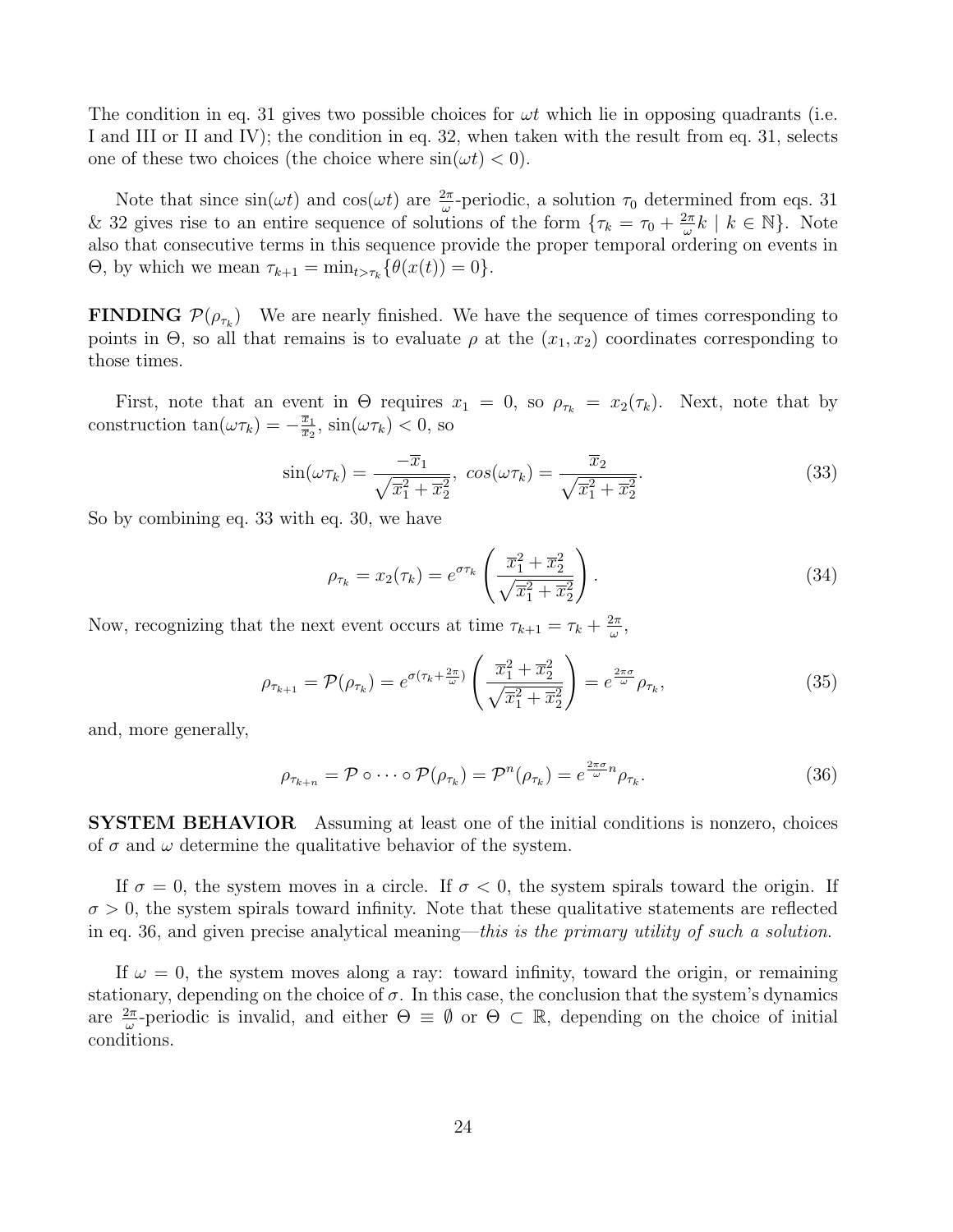The condition in eq. 31 gives two possible choices for $\omega t$ which lie in opposing quadrants (i.e. I and III or II and IV); the condition in eq. 32, when taken with the result from eq. 31, selects one of these two choices (the choice where $\sin(\omega t) < 0$).

Note that since $\sin(\omega t)$ and $\cos(\omega t)$ are $\frac{2\pi}{\omega}$-periodic, a solution $\tau_0$ determined from eqs. 31 & 32 gives rise to an entire sequence of solutions of the form $\{\tau_k = \tau_0 + \frac{2\pi}{\omega}k \mid k \in \mathbb{N}\}$. Note also that consecutive terms in this sequence provide the proper temporal ordering on events in $\Theta$, by which we mean $\tau_{k+1} = \min_{t>\tau_k}\{\theta(x(t)) = 0\}$.

**FINDING $\mathcal{P}(\rho_{\tau_k})$** We are nearly finished. We have the sequence of times corresponding to points in $\Theta$, so all that remains is to evaluate $\rho$ at the $(x_1, x_2)$ coordinates corresponding to those times.

First, note that an event in $\Theta$ requires $x_1 = 0$, so $\rho_{\tau_k} = x_2(\tau_k)$. Next, note that by construction $\tan(\omega\tau_k) = -\frac{\overline{x}_1}{\overline{x}_2}$, $\sin(\omega\tau_k) < 0$, so

$$\sin(\omega\tau_k) = \frac{-\overline{x}_1}{\sqrt{\overline{x}_1^2 + \overline{x}_2^2}},\ cos(\omega\tau_k) = \frac{\overline{x}_2}{\sqrt{\overline{x}_1^2 + \overline{x}_2^2}}. \tag{33}$$

So by combining eq. 33 with eq. 30, we have

$$\rho_{\tau_k} = x_2(\tau_k) = e^{\sigma\tau_k}\left(\frac{\overline{x}_1^2 + \overline{x}_2^2}{\sqrt{\overline{x}_1^2 + \overline{x}_2^2}}\right). \tag{34}$$

Now, recognizing that the next event occurs at time $\tau_{k+1} = \tau_k + \frac{2\pi}{\omega}$,

$$\rho_{\tau_{k+1}} = \mathcal{P}(\rho_{\tau_k}) = e^{\sigma(\tau_k + \frac{2\pi}{\omega})}\left(\frac{\overline{x}_1^2 + \overline{x}_2^2}{\sqrt{\overline{x}_1^2 + \overline{x}_2^2}}\right) = e^{\frac{2\pi\sigma}{\omega}}\rho_{\tau_k}, \tag{35}$$

and, more generally,

$$\rho_{\tau_{k+n}} = \mathcal{P} \circ \cdots \circ \mathcal{P}(\rho_{\tau_k}) = \mathcal{P}^n(\rho_{\tau_k}) = e^{\frac{2\pi\sigma}{\omega}n}\rho_{\tau_k}. \tag{36}$$

**SYSTEM BEHAVIOR** Assuming at least one of the initial conditions is nonzero, choices of $\sigma$ and $\omega$ determine the qualitative behavior of the system.

If $\sigma = 0$, the system moves in a circle. If $\sigma < 0$, the system spirals toward the origin. If $\sigma > 0$, the system spirals toward infinity. Note that these qualitative statements are reflected in eq. 36, and given precise analytical meaning—*this is the primary utility of such a solution*.

If $\omega = 0$, the system moves along a ray: toward infinity, toward the origin, or remaining stationary, depending on the choice of $\sigma$. In this case, the conclusion that the system's dynamics are $\frac{2\pi}{\omega}$-periodic is invalid, and either $\Theta \equiv \emptyset$ or $\Theta \subset \mathbb{R}$, depending on the choice of initial conditions.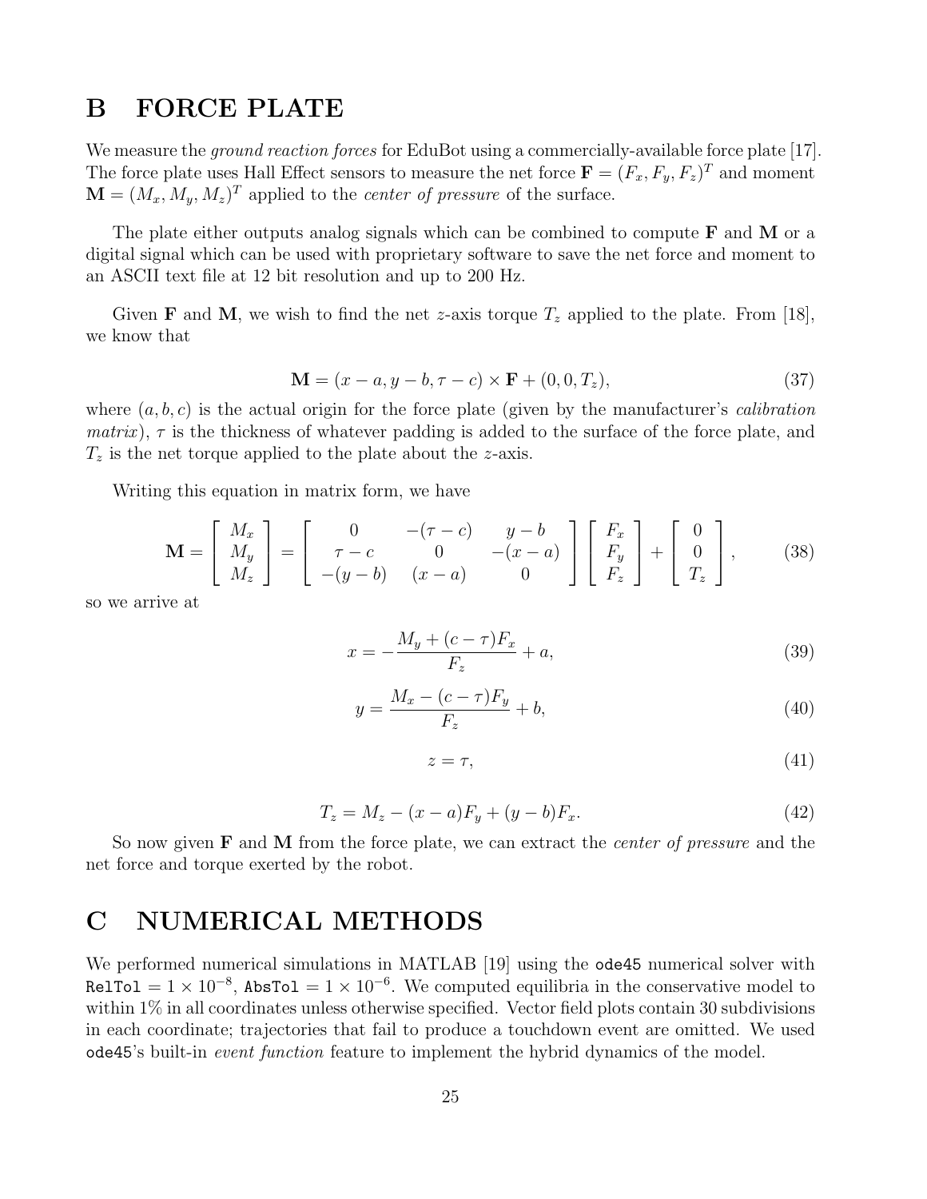# B FORCE PLATE

We measure the *ground reaction forces* for EduBot using a commercially-available force plate [17]. The force plate uses Hall Effect sensors to measure the net force $\mathbf{F} = (F_x, F_y, F_z)^T$ and moment $\mathbf{M} = (M_x, M_y, M_z)^T$ applied to the *center of pressure* of the surface.

The plate either outputs analog signals which can be combined to compute $\mathbf{F}$ and $\mathbf{M}$ or a digital signal which can be used with proprietary software to save the net force and moment to an ASCII text file at 12 bit resolution and up to 200 Hz.

Given $\mathbf{F}$ and $\mathbf{M}$, we wish to find the net $z$-axis torque $T_z$ applied to the plate. From [18], we know that

$$\mathbf{M} = (x - a, y - b, \tau - c) \times \mathbf{F} + (0, 0, T_z), \tag{37}$$

where $(a, b, c)$ is the actual origin for the force plate (given by the manufacturer's *calibration matrix*), $\tau$ is the thickness of whatever padding is added to the surface of the force plate, and $T_z$ is the net torque applied to the plate about the $z$-axis.

Writing this equation in matrix form, we have

$$\mathbf{M} = \begin{bmatrix} M_x \\ M_y \\ M_z \end{bmatrix} = \begin{bmatrix} 0 & -(\tau - c) & y - b \\ \tau - c & 0 & -(x - a) \\ -(y - b) & (x - a) & 0 \end{bmatrix} \begin{bmatrix} F_x \\ F_y \\ F_z \end{bmatrix} + \begin{bmatrix} 0 \\ 0 \\ T_z \end{bmatrix}, \tag{38}$$

so we arrive at

$$x = -\frac{M_y + (c - \tau)F_x}{F_z} + a, \tag{39}$$

$$y = \frac{M_x - (c - \tau)F_y}{F_z} + b, \tag{40}$$

$$z = \tau, \tag{41}$$

$$T_z = M_z - (x - a)F_y + (y - b)F_x. \tag{42}$$

So now given $\mathbf{F}$ and $\mathbf{M}$ from the force plate, we can extract the *center of pressure* and the net force and torque exerted by the robot.

# C NUMERICAL METHODS

We performed numerical simulations in MATLAB [19] using the `ode45` numerical solver with `RelTol` $= 1 \times 10^{-8}$, `AbsTol` $= 1 \times 10^{-6}$. We computed equilibria in the conservative model to within 1% in all coordinates unless otherwise specified. Vector field plots contain 30 subdivisions in each coordinate; trajectories that fail to produce a touchdown event are omitted. We used `ode45`'s built-in *event function* feature to implement the hybrid dynamics of the model.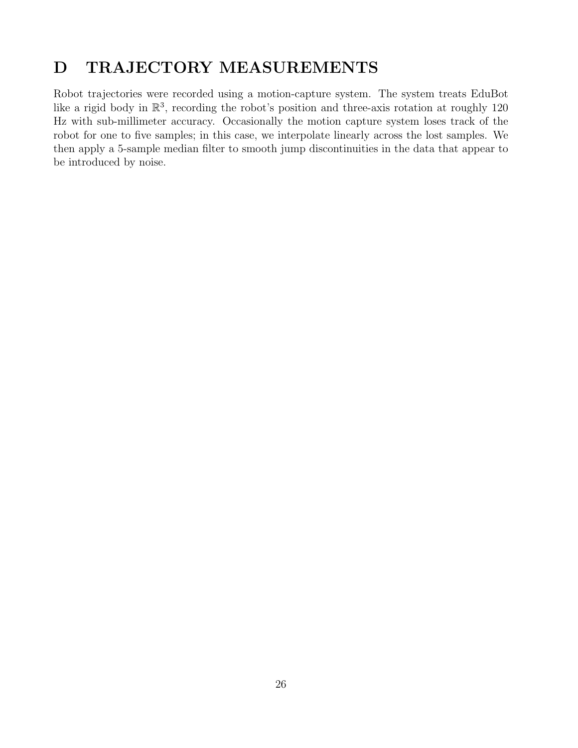# D TRAJECTORY MEASUREMENTS

Robot trajectories were recorded using a motion-capture system. The system treats EduBot like a rigid body in $\mathbb{R}^3$, recording the robot's position and three-axis rotation at roughly 120 Hz with sub-millimeter accuracy. Occasionally the motion capture system loses track of the robot for one to five samples; in this case, we interpolate linearly across the lost samples. We then apply a 5-sample median filter to smooth jump discontinuities in the data that appear to be introduced by noise.